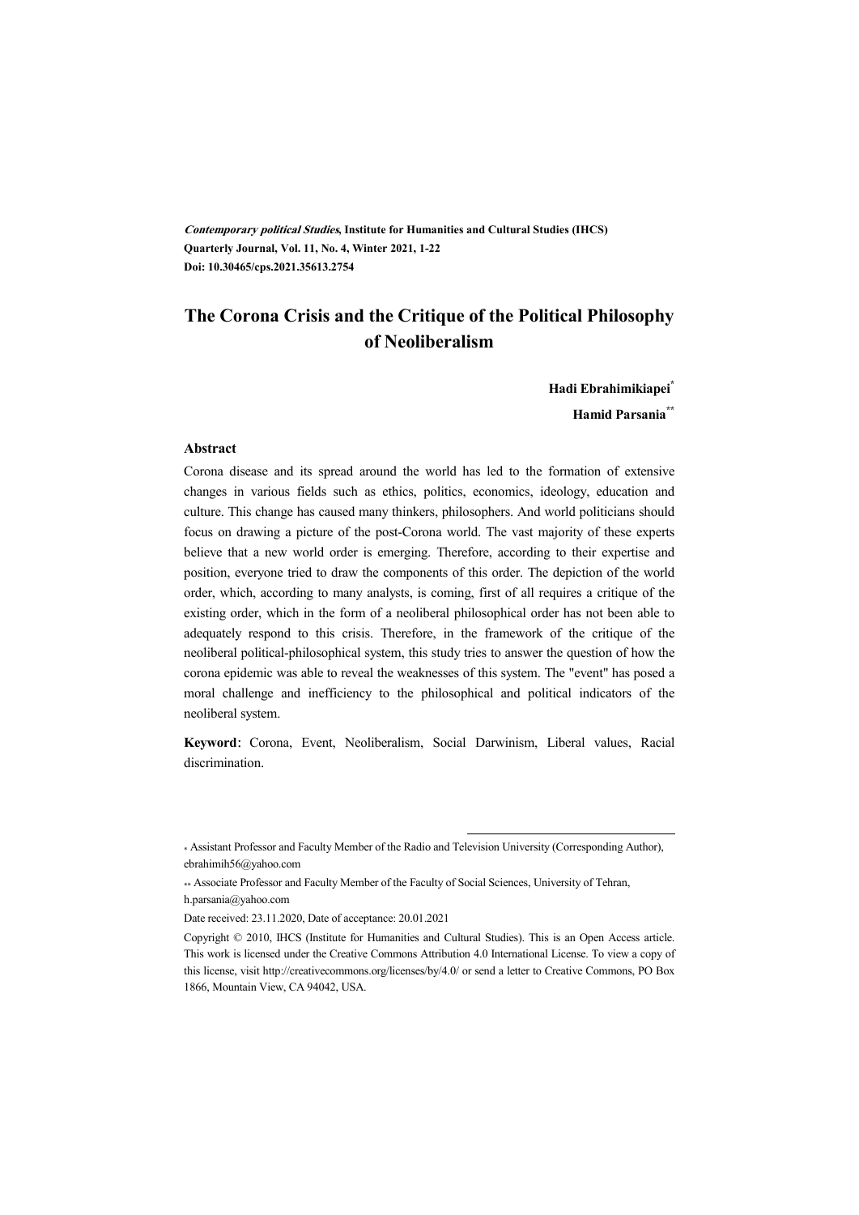*Contemporary political Studies*, **Institute for Humanities and Cultural Studies (IHCS)**
**Quarterly Journal, Vol. 11, No. 4, Winter 2021, 1-22**
**Doi: 10.30465/cps.2021.35613.2754**

# The Corona Crisis and the Critique of the Political Philosophy of Neoliberalism

**Hadi Ebrahimikiapei***

**Hamid Parsania****

### Abstract

Corona disease and its spread around the world has led to the formation of extensive changes in various fields such as ethics, politics, economics, ideology, education and culture. This change has caused many thinkers, philosophers. And world politicians should focus on drawing a picture of the post-Corona world. The vast majority of these experts believe that a new world order is emerging. Therefore, according to their expertise and position, everyone tried to draw the components of this order. The depiction of the world order, which, according to many analysts, is coming, first of all requires a critique of the existing order, which in the form of a neoliberal philosophical order has not been able to adequately respond to this crisis. Therefore, in the framework of the critique of the neoliberal political-philosophical system, this study tries to answer the question of how the corona epidemic was able to reveal the weaknesses of this system. The "event" has posed a moral challenge and inefficiency to the philosophical and political indicators of the neoliberal system.

**Keyword**: Corona, Event, Neoliberalism, Social Darwinism, Liberal values, Racial discrimination.

---

\* Assistant Professor and Faculty Member of the Radio and Television University (Corresponding Author), ebrahimih56@yahoo.com

\*\* Associate Professor and Faculty Member of the Faculty of Social Sciences, University of Tehran, h.parsania@yahoo.com

Date received: 23.11.2020, Date of acceptance: 20.01.2021

Copyright © 2010, IHCS (Institute for Humanities and Cultural Studies). This is an Open Access article. This work is licensed under the Creative Commons Attribution 4.0 International License. To view a copy of this license, visit http://creativecommons.org/licenses/by/4.0/ or send a letter to Creative Commons, PO Box 1866, Mountain View, CA 94042, USA.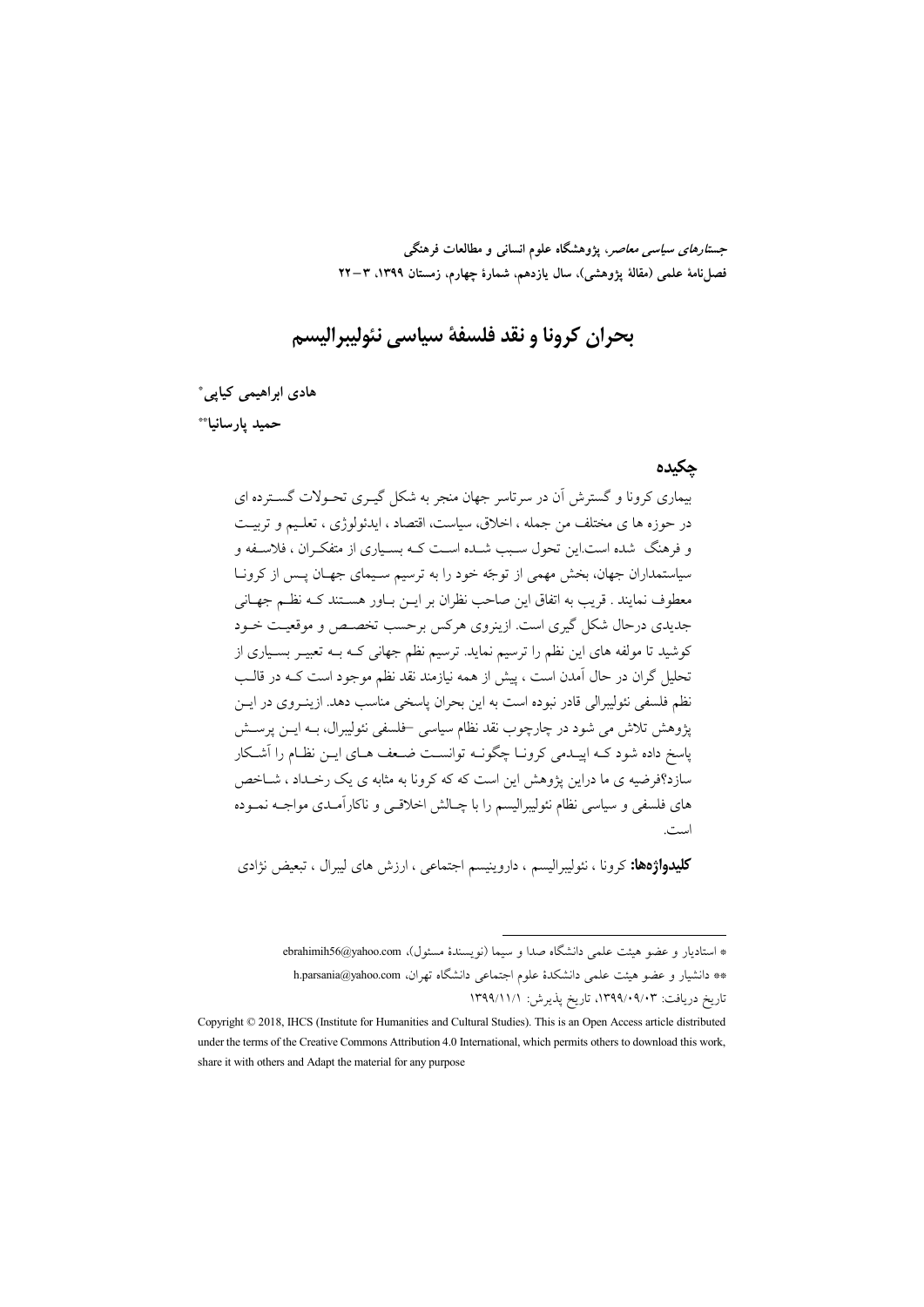# بحران کرونا و نقد فلسفهٔ سیاسی نئولیبرالیسم

**هادی ابراهیمی کیاپی***

**حمید پارسانیا****

## چکیده

بیماری کرونا و گسترش آن در سرتاسر جهان منجر به شکل گیـری تحـولات گسـترده ای در حوزه ها ی مختلف من جمله ، اخلاق، سیاست، اقتصاد ، ایدئولوژی ، تعلـیم و تربیـت و فرهنگ شده است.این تحول سـبب شـده اسـت کـه بسـیاری از متفکـران ، فلاسـفه و سیاستمداران جهان، بخش مهمی از توجّه خود را به ترسیم سـیمای جهـان پـس از کرونـا معطوف نمایند . قریب به اتفاق این صاحب نظران بر ایـن بـاور هسـتند کـه نظـم جهـانی جدیدی درحال شکل گیری است. ازینروی هرکس برحسب تخصـص و موقعیـت خـود کوشید تا مولفه های این نظم را ترسیم نماید. ترسیم نظم جهانی که بـه تعبیـر بسـیاری از تحلیل گران در حال آمدن است ، پیش از همه نیازمند نقد نظم موجود است کـه در قالـب نظم فلسفی نئولیبرالی قادر نبوده است به این بحران پاسخی مناسب دهد. ازینـروی در ایـن پژوهش تلاش می شود در چارچوب نقد نظام سیاسی –فلسفی نئولیبرال، بـه ایـن پرسـش پاسخ داده شود کـه اپیـدمی کرونـا چگونـه توانسـت ضـعف هـای ایـن نظـام را آشـکار سازد؟فرضیه ی ما دراین پژوهش این است که که کرونا به مثابه ی یک رخـداد ، شـاخص های فلسفی و سیاسی نظام نئولیبرالیسم را با چـالش اخلاقـی و ناکارآمـدی مواجـه نمـوده است.

**کلیدواژه‌ها:** کرونا ، نئولیبرالیسم ، داروینیسم اجتماعی ، ارزش های لیبرال ، تبعیض نژادی

---

* استادیار و عضو هیئت علمی دانشگاه صدا و سیما (نویسندهٔ مسئول)، ebrahimih56@yahoo.com

** دانشیار و عضو هیئت علمی دانشکدهٔ علوم اجتماعی دانشگاه تهران، h.parsania@yahoo.com

تاریخ دریافت: ۱۳۹۹/۰۹/۰۳، تاریخ پذیرش: ۱۳۹۹/۱۱/۱

Copyright © 2018, IHCS (Institute for Humanities and Cultural Studies). This is an Open Access article distributed under the terms of the Creative Commons Attribution 4.0 International, which permits others to download this work, share it with others and Adapt the material for any purpose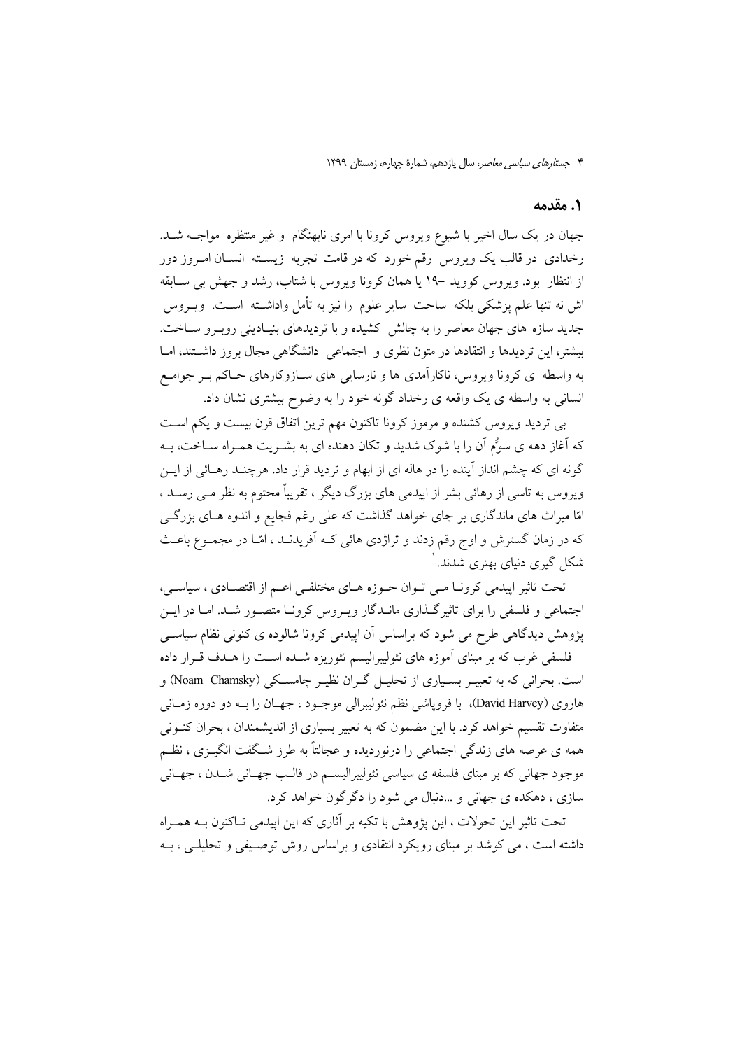## ۱. مقدمه

جهان در یک سال اخیر با شیوع ویروس کرونا با امری نابهنگام و غیر منتظره مواجه شد. رخدادی در قالب یک ویروس رقم خورد که در قامت تجربه زیسته انسان امروز دور از انتظار بود. ویروس کووید -۱۹ یا همان کرونا ویروس با شتاب، رشد و جهش بی سابقه اش نه تنها علم پزشکی بلکه ساحت سایر علوم را نیز به تأمل واداشته است. ویروس جدید سازه های جهان معاصر را به چالش کشیده و با تردیدهای بنیادینی روبرو ساخت. بیشتر، این تردیدها و انتقادها در متون نظری و اجتماعی دانشگاهی مجال بروز داشتند، اما به واسطه ی کرونا ویروس، ناکارآمدی ها و نارسایی های سازوکارهای حاکم بر جوامع انسانی به واسطه ی یک واقعه ی رخداد گونه خود را به وضوح بیشتری نشان داد.

بی تردید ویروس کشنده و مرموز کرونا تاکنون مهم ترین اتفاق قرن بیست و یکم است که آغاز دهه ی سوُم آن را با شوک شدید و تکان دهنده ای به بشریت همراه ساخت، به گونه ای که چشم انداز آینده را در هاله ای از ابهام و تردید قرار داد. هرچند رهائی از این ویروس به تاسی از رهائی بشر از اپیدمی های بزرگ دیگر ، تقریباً محتوم به نظر می رسد ، امّا میراث های ماندگاری بر جای خواهد گذاشت که علی رغم فجایع و اندوه های بزرگی که در زمان گسترش و اوج رقم زدند و تراژدی هائی که آفریدند ، امّا در مجموع باعث شکل گیری دنیای بهتری شدند.[1]

تحت تاثیر اپیدمی کرونا می توان حوزه های مختلفی اعم از اقتصادی ، سیاسی، اجتماعی و فلسفی را برای تاثیرگذاری ماندگار ویروس کرونا متصور شد. اما در این پژوهش دیدگاهی طرح می شود که براساس آن اپیدمی کرونا شالوده ی کنونی نظام سیاسی –فلسفی غرب که بر مبنای آموزه های نئولیبرالیسم تئوریزه شده است را هدف قرار داده است. بحرانی که به تعبیر بسیاری از تحلیل گران نظیر چامسکی (Noam Chamsky) و هاروی (David Harvey)، با فروپاشی نظم نئولیبرالی موجود ، جهان را به دو دوره زمانی متفاوت تقسیم خواهد کرد. با این مضمون که به تعبیر بسیاری از اندیشمندان ، بحران کنونی همه ی عرصه های زندگی اجتماعی را درنوردیده و عجالتاً به طرز شگفت انگیزی ، نظم موجود جهانی که بر مبنای فلسفه ی سیاسی نئولیبرالیسم در قالب جهانی شدن ، جهانی سازی ، دهکده ی جهانی و ...دنبال می شود را دگرگون خواهد کرد.

تحت تاثیر این تحولات ، این پژوهش با تکیه بر آثاری که این اپیدمی تاکنون به همراه داشته است ، می کوشد بر مبنای رویکرد انتقادی و براساس روش توصیفی و تحلیلی ، به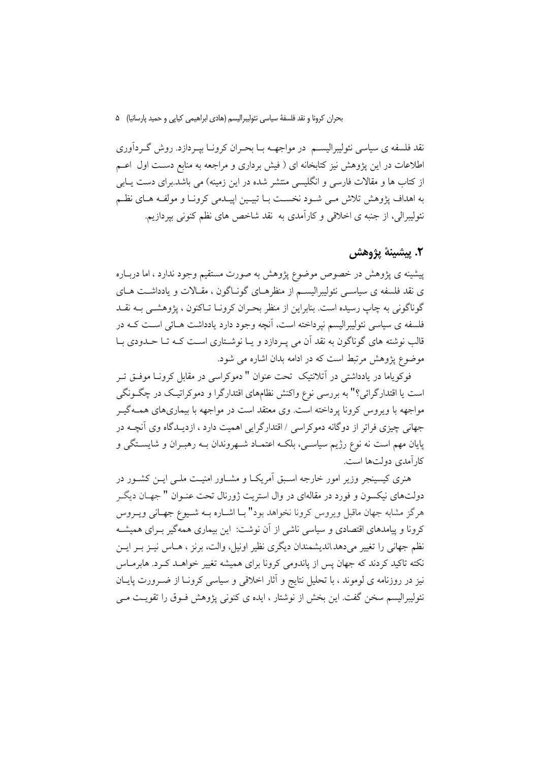نقد فلسفه ی سیاسی نئولیبرالیسم در مواجهه با بحران کرونا بپردازد. روش گردآوری اطلاعات در این پژوهش نیز کتابخانه ای ( فیش برداری و مراجعه به منابع دست اول اعم از کتاب ها و مقالات فارسی و انگلیسی منتشر شده در این زمینه) می باشد.برای دست یابی به اهداف پژوهش تلاش می شود نخست با تبیین اپیدمی کرونا و مولفه های نظم نئولیبرالی، از جنبه ی اخلاقی و کارآمدی به نقد شاخص های نظم کنونی بپردازیم.

## ۲. پیشینهٔ پژوهش

پیشینه ی پژوهش در خصوص موضوع پژوهش به صورت مستقیم وجود ندارد ، اما درباره ی نقد فلسفه ی سیاسی نئولیبرالیسم از منظرهای گوناگون ، مقالات و یادداشت های گوناگونی به چاپ رسیده است. بنابراین از منظر بحران کرونا تاکنون ، پژوهشی به نقد فلسفه ی سیاسی نئولیبرالیسم نپرداخته است، آنچه وجود دارد یادداشت هائی است که در قالب نوشته های گوناگون به نقد آن می پردازد و یا نوشتاری است که تا حدودی با موضوع پژوهش مرتبط است که در ادامه بدان اشاره می شود.

فوکویاما در یادداشتی در آتلانتیک تحت عنوان " دموکراسی در مقابل کرونا موفق تر است یا اقتدارگرائی؟" به بررسی نوع واکنش نظامهای اقتدارگرا و دموکراتیک در چگونگی مواجهه با ویروس کرونا پرداخته است. وی معتقد است در مواجهه با بیماری‌های همه‌گیر جهانی چیزی فراتر از دوگانه دموکراسی / اقتدارگرایی اهمیت دارد ، ازدیدگاه وی آنچه در پایان مهم است نه نوع رژیم سیاسی، بلکه اعتماد شهروندان به رهبران و شایستگی و کارآمدی دولت‌ها است.

هنری کیسینجر وزیر امور خارجه اسبق آمریکا و مشاور امنیت ملی این کشور در دولت‌های نیکسون و فورد در مقاله‌ای در وال استریت ژورنال تحت عنوان " جهان دیگر هرگز مشابه جهان ماقبل ویروس کرونا نخواهد بود" با اشاره به شیوع جهانی ویروس کرونا و پیامدهای اقتصادی و سیاسی ناشی از آن نوشت: این بیماری همه‌گیر برای همیشه نظم جهانی را تغییر می‌دهد.اندیشمندان دیگری نظیر اونیل، والت، برنز ، هاس نیز بر این نکته تاکید کردند که جهان پس از پاندومی کرونا برای همیشه تغییر خواهد کرد. هابرماس نیز در روزنامه ی لوموند ، با تحلیل نتایج و آثار اخلاقی و سیاسی کرونا از ضرورت پایان نئولیبرالیسم سخن گفت. این بخش از نوشتار ، ایده ی کنونی پژوهش فوق را تقویت می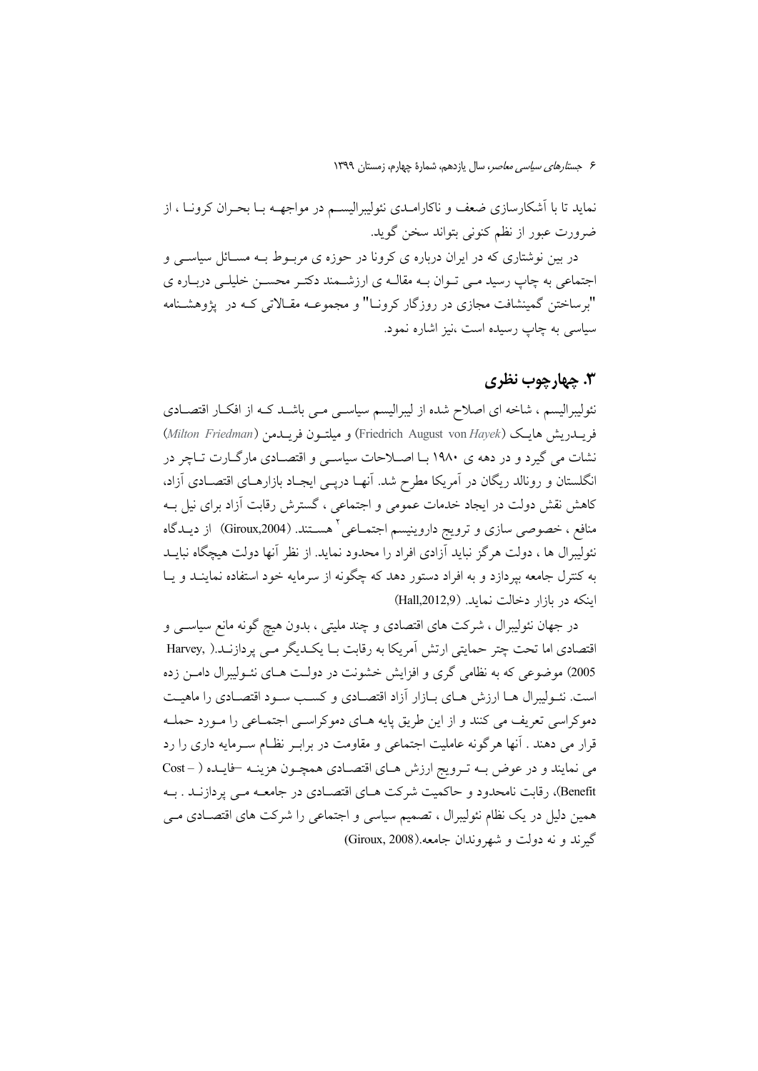نماید تا با آشکارسازی ضعف و ناکارامدی نئولیبرالیسم در مواجهه با بحران کرونا ، از ضرورت عبور از نظم کنونی بتواند سخن گوید.

در بین نوشتاری که در ایران درباره ی کرونا در حوزه ی مربوط به مسائل سیاسی و اجتماعی به چاپ رسید می توان به مقاله ی ارزشمند دکتر محسن خلیلی درباره ی "برساختن گمینشافت مجازی در روزگار کرونا" و مجموعه مقالاتی که در پژوهشنامه سیاسی به چاپ رسیده است ،نیز اشاره نمود.

## ۳. چهارچوب نظری

نئولیبرالیسم ، شاخه ای اصلاح شده از لیبرالیسم سیاسی می باشد که از افکار اقتصادی فریدریش هایک (Friedrich August von *Hayek*) و میلتون فریدمن (*Milton Friedman*) نشات می گیرد و در دهه ی ۱۹۸۰ با اصلاحات سیاسی و اقتصادی مارگارت تاچر در انگلستان و رونالد ریگان در آمریکا مطرح شد. آنها درپی ایجاد بازارهای اقتصادی آزاد، کاهش نقش دولت در ایجاد خدمات عمومی و اجتماعی ، گسترش رقابت آزاد برای نیل به منافع ، خصوصی سازی و ترویج داروینیسم اجتماعی[2] هستند. (Giroux,2004) از دیدگاه نئولیبرال ها ، دولت هرگز نباید آزادی افراد را محدود نماید. از نظر آنها دولت هیچگاه نباید به کنترل جامعه بپردازد و به افراد دستور دهد که چگونه از سرمایه خود استفاده نمایند و یا اینکه در بازار دخالت نماید. (Hall,2012,9)

در جهان نئولیبرال ، شرکت های اقتصادی و چند ملیتی ، بدون هیچ گونه مانع سیاسی و اقتصادی اما تحت چتر حمایتی ارتش آمریکا به رقابت با یکدیگر می پردازند.( Harvey, 2005) موضوعی که به نظامی گری و افزایش خشونت در دولت های نئولیبرال دامن زده است. نئولیبرال ها ارزش های بازار آزاد اقتصادی و کسب سود اقتصادی را ماهیت دموکراسی تعریف می کنند و از این طریق پایه های دموکراسی اجتماعی را مورد حمله قرار می دهند . آنها هرگونه عاملیت اجتماعی و مقاومت در برابر نظام سرمایه داری را رد می نمایند و در عوض به ترویج ارزش های اقتصادی همچون هزینه –فایده ( Cost – Benefit)، رقابت نامحدود و حاکمیت شرکت های اقتصادی در جامعه می پردازند . به همین دلیل در یک نظام نئولیبرال ، تصمیم سیاسی و اجتماعی را شرکت های اقتصادی می گیرند و نه دولت و شهروندان جامعه.(Giroux, 2008)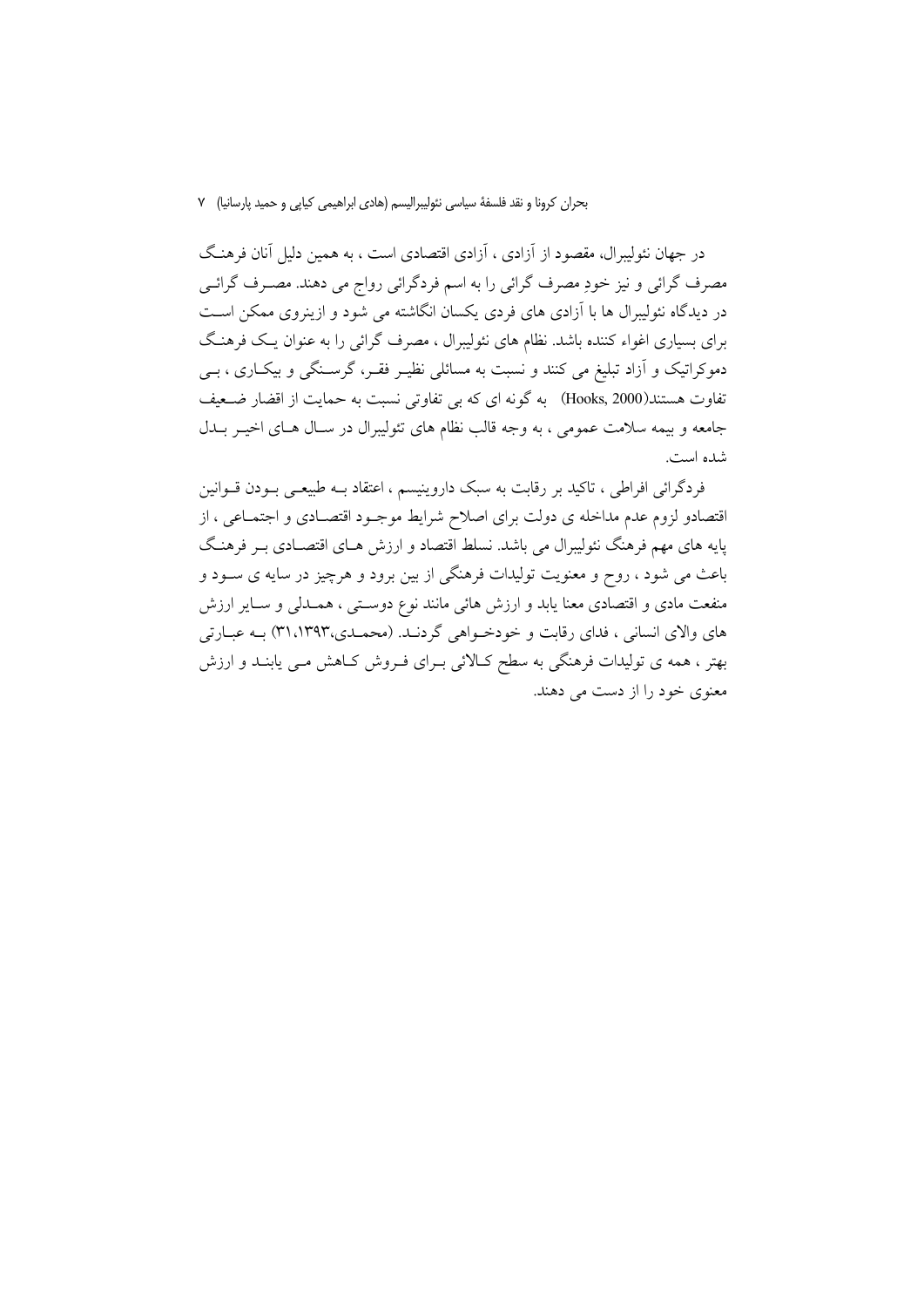در جهان نئولیبرال، مقصود از آزادی ، آزادی اقتصادی است ، به همین دلیل آنان فرهنگ مصرف گرائی و نیز خودِ مصرف گرائی را به اسم فردگرائی رواج می دهند. مصرف گرائی در دیدگاه نئولیبرال ها با آزادی های فردی یکسان انگاشته می شود و ازینروی ممکن است برای بسیاری اغواء کننده باشد. نظام های نئولیبرال ، مصرف گرائی را به عنوان یک فرهنگ دموکراتیک و آزاد تبلیغ می کنند و نسبت به مسائلی نظیر فقر، گرسنگی و بیکاری ، بی تفاوت هستند(Hooks, 2000)  به گونه ای که بی تفاوتی نسبت به حمایت از اقشار ضعیف جامعه و بیمه سلامت عمومی ، به وجه قالب نظام های نئولیبرال در سال های اخیر بدل شده است.

فردگرائی افراطی ، تاکید بر رقابت به سبک داروینیسم ، اعتقاد به طبیعی بودن قوانین اقتصادو لزوم عدم مداخله ی دولت برای اصلاح شرایط موجود اقتصادی و اجتماعی ، از پایه های مهم فرهنگ نئولیبرال می باشد. تسلط اقتصاد و ارزش های اقتصادی بر فرهنگ باعث می شود ، روح و معنویت تولیدات فرهنگی از بین برود و هرچیز در سایه ی سود و منفعت مادی و اقتصادی معنا یابد و ارزش هائی مانند نوع دوستی ، همدلی و سایر ارزش های والای انسانی ، فدای رقابت و خودخواهی گردند. (محمدی،۱۳۹۳،۳۱) به عبارتی بهتر ، همه ی تولیدات فرهنگی به سطح کالائی برای فروش کاهش می یابند و ارزش معنوی خود را از دست می دهند.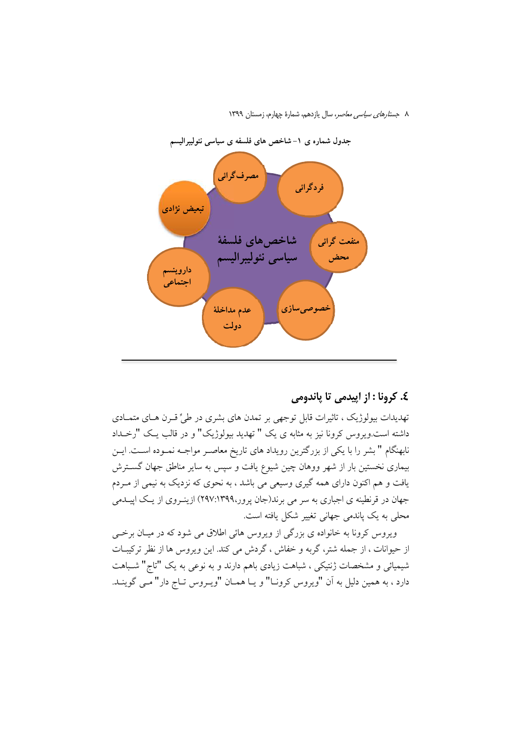جدول شماره ی ۱- شاخص های فلسفه ی سیاسی نئولیبرالیسم

شاخص‌های فلسفهٔ سیاسی نئولیبرالیسم

- فردگرائی
- منفعت گرائی محض
- خصوصی‌سازی
- عدم مداخلهٔ دولت
- داروینسم اجتماعی
- تبعیض نژادی
- مصرف‌گرائی

## ٤. کرونا : از اپیدمی تا پاندومی

تهدیدات بیولوژیک ، تاثیرات قابل توجهی بر تمدن های بشری در طیِّ قرن هـای متمـادی داشته است.ویروس کرونا نیز به مثابه ی یک " تهدید بیولوژیک" و در قالب یـک "رخـداد نابهنگام " بشر را با یکی از بزرگترین رویداد های تاریخ معاصـر مواجـه نمـوده اسـت. ایـن بیماری نخستین بار از شهر ووهان چین شیوع یافت و سپس به سایر مناطق جهان گسـترش یافت و هم اکنون دارای همه گیری وسیعی می باشد ، به نحوی که نزدیک به نیمی از مـردم جهان در قرنطینه ی اجباری به سر می برند(جان پرور،۱۳۹۹:۲۹۷) ازینـروی از یـک اپیـدمی محلی به یک پاندمی جهانی تغییر شکل یافته است.

ویروس کرونا به خانواده ی بزرگی از ویروس هائی اطلاق می شود که در میـان برخـی از حیوانات ، از جمله شتر، گربه و خفاش ، گردش می کند. این ویروس ها از نظر ترکیبـات شیمیائی و مشخصات ژنتیکی ، شباهت زیادی باهم دارند و به نوعی به یک "تاج" شـباهت دارد ، به همین دلیل به آن "ویروس کرونـا" و یـا همـان "ویـروس تـاج دار" مـی گوینـد.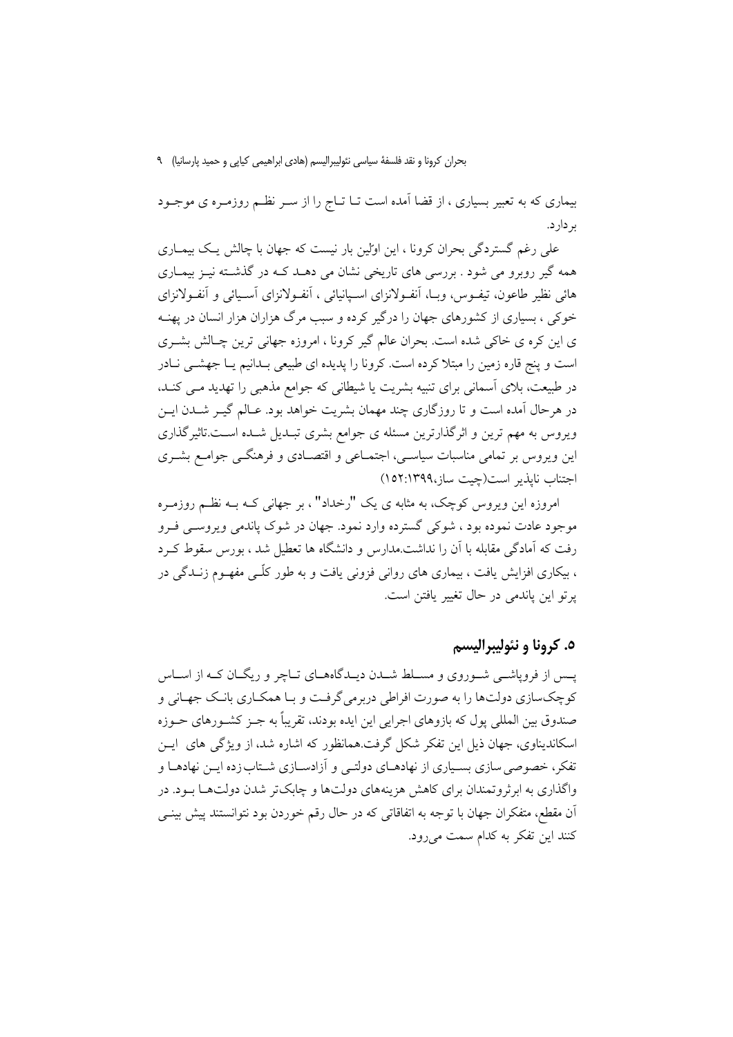بیماری که به تعبیر بسیاری ، از قضا آمده است تـا تـاج را از سـر نظـم روزمـره ی موجـود بردارد.

علی رغم گستردگی بحران کرونا ، این اوّلین بار نیست که جهان با چالش یـک بیمـاری همه گیر روبرو می شود . بررسی های تاریخی نشان می دهـد کـه در گذشـته نیـز بیمـاری هائی نظیر طاعون، تیفـوس، وبـا، آنفـولانزای اسـپانیائی ، آنفـولانزای آسـیائی و آنفـولانزای خوکی ، بسیاری از کشورهای جهان را درگیر کرده و سبب مرگ هزاران هزار انسان در پهنـه ی این کره ی خاکی شده است. بحران عالم گیر کرونا ، امروزه جهانی ترین چـالش بشـری است و پنج قاره زمین را مبتلا کرده است. کرونا را پدیده ای طبیعی بـدانیم یـا جهشـی نـادر در طبیعت، بلای آسمانی برای تنبیه بشریت یا شیطانی که جوامع مذهبی را تهدید مـی کنـد، در هرحال آمده است و تا روزگاری چند مهمان بشریت خواهد بود. عـالم گیـر شـدن ایـن ویروس به مهم ترین و اثرگذارترین مسئله ی جوامع بشری تبـدیل شـده اسـت.تاثیرگذاری این ویروس بر تمامی مناسبات سیاسـی، اجتمـاعی و اقتصـادی و فرهنگـی جوامـع بشـری اجتناب ناپذیر است(چیت ساز،۱۳۹۹:۱۵۲)

امروزه این ویروس کوچک، به مثابه ی یک "رخداد" ، بر جهانی کـه بـه نظـم روزمـره موجود عادت نموده بود ، شوکی گسترده وارد نمود. جهان در شوک پاندمی ویروسـی فـرو رفت که آمادگی مقابله با آن را نداشت.مدارس و دانشگاه ها تعطیل شد ، بورس سقوط کـرد ، بیکاری افزایش یافت ، بیماری های روانی فزونی یافت و به طور کلّـی مفهـوم زنـدگی در پرتو این پاندمی در حال تغییر یافتن است.

## ۵. کرونا و نئولیبرالیسم

پـس از فروپاشـی شـوروی و مسـلط شـدن دیـدگاههـای تـاچر و ریگـان کـه از اسـاس کوچک‌سازی دولت‌ها را به صورت افراطی دربرمی‌گرفـت و بـا همکـاری بانـک جهـانی و صندوق بین المللی پول که بازوهای اجرایی این ایده بودند، تقریباً به جـز کشـورهای حـوزه اسکاندیناوی، جهان ذیل این تفکر شکل گرفت.همانطور که اشاره شد، از ویژگی های ایـن تفکر، خصوصی سازی بسـیاری از نهادهـای دولتـی و آزادسـازی شـتاب‌زده ایـن نهادهـا و واگذاری به ابرثروتمندان برای کاهش هزینه‌های دولت‌ها و چابک‌تر شدن دولت‌هـا بـود. در آن مقطع، متفکران جهان با توجه به اتفاقاتی که در حال رقم خوردن بود نتوانستند پیش بینـی کنند این تفکر به کدام سمت می‌رود.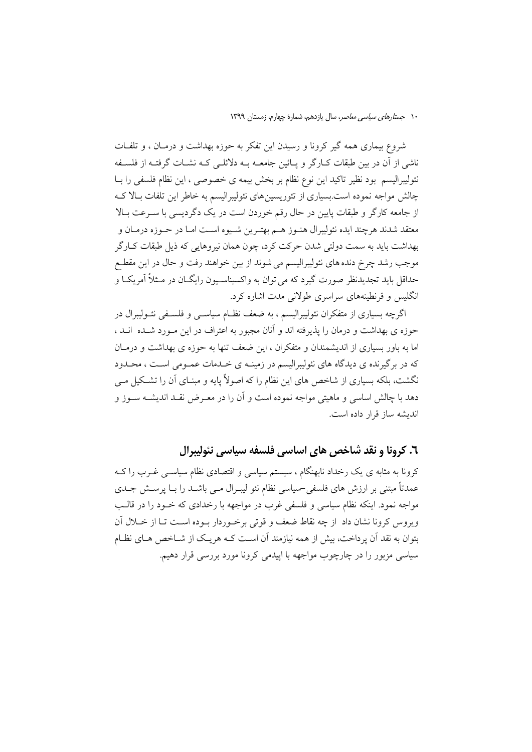شروع بیماری همه گیر کرونا و رسیدن این تفکر به حوزه بهداشت و درمان ، و تلفات ناشی از آن در بین طبقات کارگر و پائین جامعه به دلائلی که نشات گرفته از فلسفه نئولیبرالیسم بود نظیر تاکید این نوع نظام بر بخش بیمه ی خصوصی ، این نظام فلسفی را با چالش مواجه نموده است.بسیاری از تئوریسین‌های نئولیبرالیسم به خاطر این تلفات بالا که از جامعه کارگر و طبقات پایین در حال رقم خوردن است در یک دگردیسی با سرعت بالا معتقد شدند هرچند ایده نئولیبرال هنوز هم بهترین شیوه است اما در حوزه درمان و بهداشت باید به سمت دولتی شدن حرکت کرد، چون همان نیروهایی که ذیل طبقات کارگر موجب رشد چرخ دنده های نئولیبرالیسم می شوند از بین خواهند رفت و حال در این مقطع حداقل باید تجدیدنظر صورت گیرد که می توان به واکسیناسیون رایگان در مثلاً آمریکا و انگلیس و قرنطینه‌های سراسری طولانی مدت اشاره کرد.

اگرچه بسیاری از متفکران نئولیبرالیسم ، به ضعف نظام سیاسی و فلسفی نئولیبرال در حوزه ی بهداشت و درمان را پذیرفته اند و آنان مجبور به اعتراف در این مورد شده اند ، اما به باور بسیاری از اندیشمندان و متفکران ، این ضعف تنها به حوزه ی بهداشت و درمان که در برگیرنده ی دیدگاه های نئولیبرالیسم در زمینه ی خدمات عمومی است ، محدود نگشت، بلکه بسیاری از شاخص های این نظام را که اصولاً پایه و مبنای آن را تشکیل می دهد با چالش اساسی و ماهیتی مواجه نموده است و آن را در معرض نقد اندیشه سوز و اندیشه ساز قرار داده است.

## ٦. کرونا و نقد شاخص های اساسی فلسفه سیاسی نئولیبرال

کرونا به مثابه ی یک رخداد نابهنگام ، سیستم سیاسی و اقتصادی نظام سیاسی غرب را که عمدتاً مبتنی بر ارزش های فلسفی-سیاسی نظام نئو لیبرال می باشد را با پرسش جدی مواجه نمود. اینکه نظام سیاسی و فلسفی غرب در مواجهه با رخدادی که خود را در قالب ویروس کرونا نشان داد از چه نقاط ضعف و قوتی برخوردار بوده است تا از خلال آن بتوان به نقد آن پرداخت، بیش از همه نیازمند آن است که هریک از شاخص های نظام سیاسی مزبور را در چارچوب مواجهه با اپیدمی کرونا مورد بررسی قرار دهیم.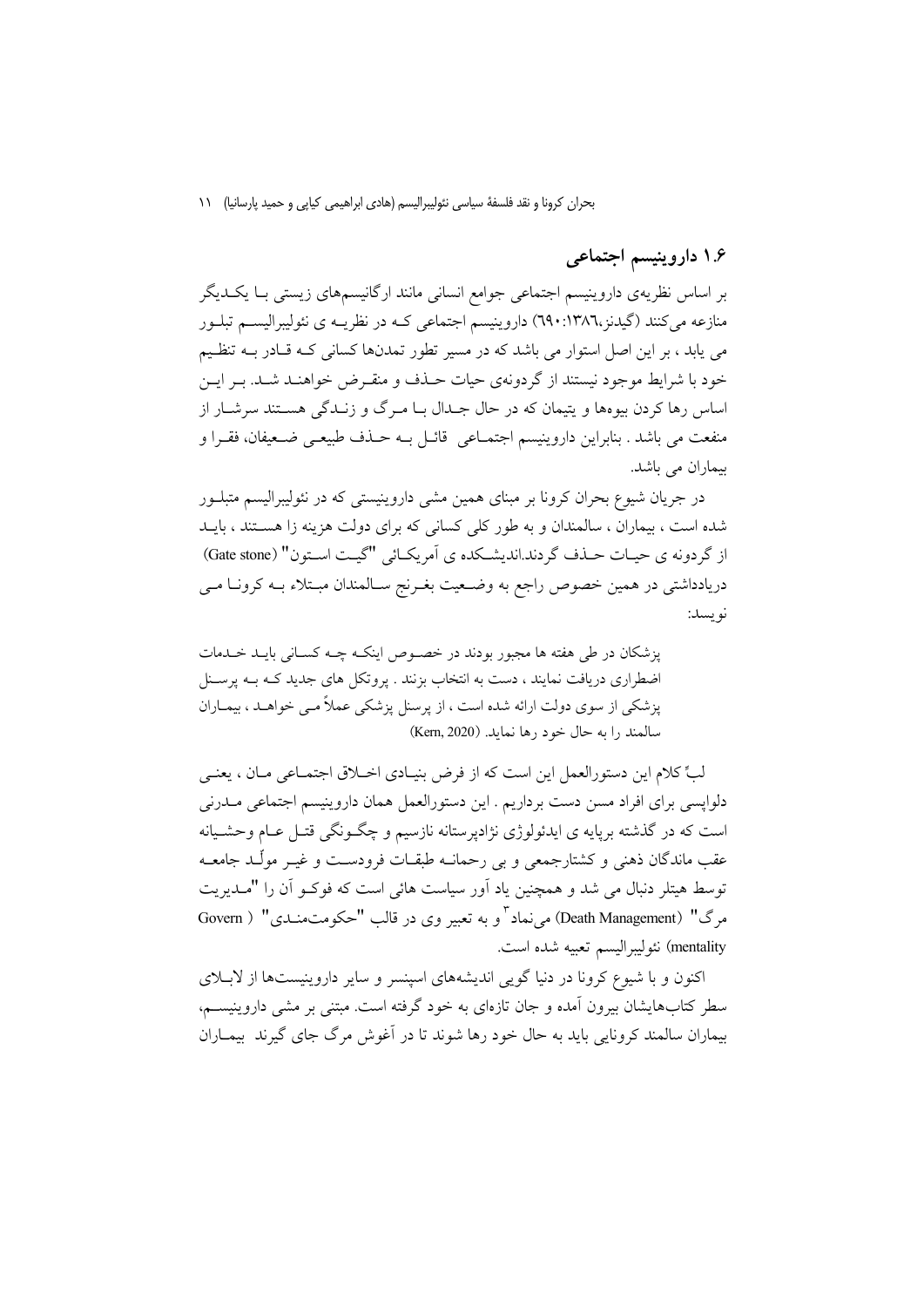## ۱.۶ داروینیسم اجتماعی

بر اساس نظریه‌ی داروینیسم اجتماعی جوامع انسانی مانند ارگانیسم‌های زیستی بـا یکـدیگر منازعه می‌کنند (گیدنز،۱۳۸٦:٦۹۰) داروینیسم اجتماعی کـه در نظریـه ی نئولیبرالیسـم تبلـور می یابد ، بر این اصل استوار می باشد که در مسیر تطور تمدن‌ها کسانی کـه قـادر بـه تنظـیم خود با شرایط موجود نیستند از گردونه‌ی حیات حـذف و منقـرض خواهنـد شـد. بـر ایـن اساس رها کردن بیوه‌ها و یتیمان که در حال جـدال بـا مـرگ و زنـدگی هسـتند سرشـار از منفعت می باشد . بنابراین داروینیسم اجتمـاعی قائـل بـه حـذف طبیعـی ضـعیفان، فقـرا و بیماران می باشد.

در جریان شیوع بحران کرونا بر مبنای همین مشی داروینیستی که در نئولیبرالیسم متبلـور شده است ، بیماران ، سالمندان و به طور کلی کسانی که برای دولت هزینه زا هسـتند ، بایـد از گردونه ی حیـات حـذف گردند.اندیشـکده ی آمریکـائی "گیـت اسـتون" (Gate stone) دریادداشتی در همین خصوص راجع به وضـعیت بغـرنج سـالمندان مبـتلاء بـه کرونـا مـی نویسد:

> پزشکان در طی هفته ها مجبور بودند در خصـوص اینکـه چـه کسـانی بایـد خـدمات اضطراری دریافت نمایند ، دست به انتخاب بزنند . پروتکل های جدید کـه بـه پرسـنل پزشکی از سوی دولت ارائه شده است ، از پرسنل پزشکی عملاً مـی خواهـد ، بیمـاران سالمند را به حال خود رها نماید. (Kern, 2020)

لبِّ کلام این دستورالعمل این است که از فرض بنیـادی اخـلاق اجتمـاعی مـان ، یعنـی دلواپسی برای افراد مسن دست برداریم . این دستورالعمل همان داروینیسم اجتماعی مـدرنی است که در گذشته برپایه ی ایدئولوژی نژادپرستانه نازسیم و چگـونگی قتـل عـام وحشـیانه عقب ماندگان ذهنی و کشتارجمعی و بی رحمانـه طبقـات فرودسـت و غیـر مولّـد جامعـه توسط هیتلر دنبال می شد و همچنین یاد آور سیاست هائی است که فوکـو آن را "مـدیریت مرگ" (Death Management) می‌نماد[۳] و به تعبیر وی در قالب "حکومت‌منـدی" (Govern mentality) نئولیبرالیسم تعبیه شده است.

اکنون و با شیوع کرونا در دنیا گویی اندیشه‌های اسپنسر و سایر داروینیست‌ها از لابـلای سطر کتاب‌هایشان بیرون آمده و جان تازه‌ای به خود گرفته است. مبتنی بر مشی داروینیسـم، بیماران سالمند کرونایی باید به حال خود رها شوند تا در آغوش مرگ جای گیرند بیمـاران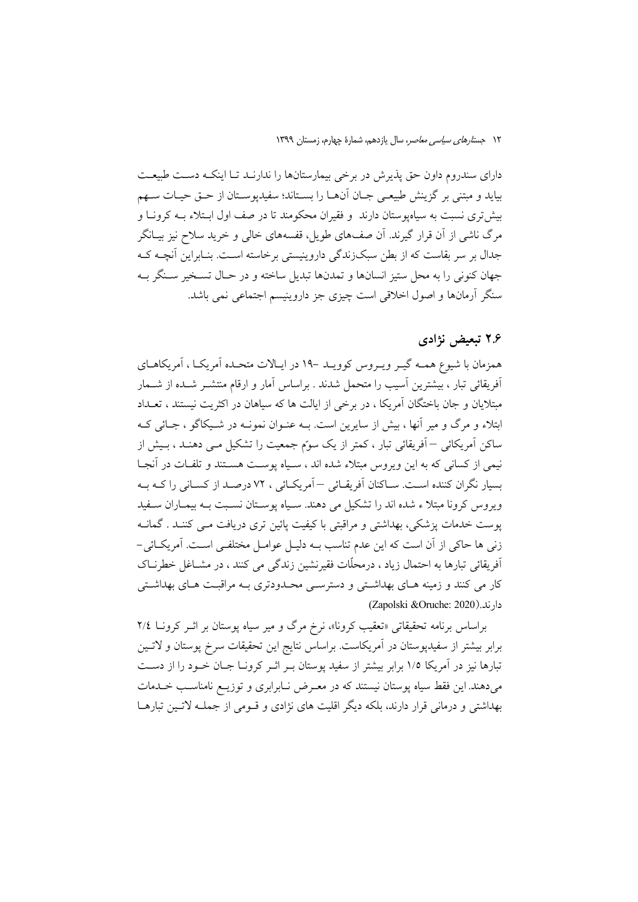دارای سندروم داون حق پذیرش در برخی بیمارستان‌ها را ندارنـد تـا اینکـه دسـت طبیعـت بیاید و مبتنی بر گزینش طبیعـی جـان آن‌هـا را بسـتاند؛ سفیدپوسـتان از حـق حیـات سـهم بیش‌تری نسبت به سیاه‌پوستان دارند و فقیران محکومند تا در صف اول ابـتلاء بـه کرونـا و مرگ ناشی از آن قرار گیرند. آن صف‌های طویل، قفسه‌های خالی و خرید سلاح نیز بیـانگر جدال بر سر بقاست که از بطن سبک‌زندگی داروینیستی برخاسته اسـت. بنـابراین آنچـه کـه جهان کنونی را به محل ستیز انسان‌ها و تمدن‌ها تبدیل ساخته و در حـال تسـخیر سـنگر بـه سنگر آرمان‌ها و اصول اخلاقی است چیزی جز داروینیسم اجتماعی نمی باشد.

## ۲.۶ تبعیض نژادی

همزمان با شیوع همـه گیـر ویـروس کوویـد -۱۹ در ایـالات متحـده آمریکـا ، آمریکاهـای آفریقائی تبار ، بیشترین آسیب را متحمل شدند . براساس آمار و ارقام منتشـر شـده از شـمار مبتلایان و جان باختگان آمریکا ، در برخی از ایالت ها که سیاهان در اکثریت نیستند ، تعـداد ابتلاء و مرگ و میر آنها ، بیش از سایرین است. بـه عنـوان نمونـه در شـیکاگو ، جـائی کـه ساکن آمریکائی – آفریقائی تبار ، کمتر از یک سوّم جمعیت را تشکیل مـی دهنـد ، بـیش از نیمی از کسانی که به این ویروس مبتلاء شده اند ، سـیاه پوسـت هسـتند و تلفـات در آنجـا بسیار نگران کننده اسـت. سـاکنان آفریقـائی – آمریکـائی ، ۷۲ درصـد از کسـانی را کـه بـه ویروس کرونا مبتلا ء شده اند را تشکیل می دهند. سـیاه پوسـتان نسـبت بـه بیمـاران سـفید پوست خدمات پزشکی، بهداشتی و مراقبتی با کیفیت پائین تری دریافت مـی کننـد . گمانـه زنی ها حاکی از آن است که این عدم تناسب بـه دلیـل عوامـل مختلفـی اسـت. آمریکـائی- آفریقائی تبارها به احتمال زیاد ، درمحلّات فقیرنشین زندگی می کنند ، در مشـاغل خطرنـاک کار می کنند و زمینه هـای بهداشـتی و دسترسـی محـدودتری بـه مراقبـت هـای بهداشـتی دارند.(Zapolski &Oruche: 2020)

براساس برنامه تحقیقاتی «تعقیب کرونا»، نرخ مرگ و میر سیاه پوستان بر اثـر کرونـا ۲/٤ برابر بیشتر از سفیدپوستان در آمریکاست. براساس نتایج این تحقیقات سرخ پوستان و لاتـین تبارها نیز در آمریکا ۱/۵ برابر بیشتر از سفید پوستان بـر اثـر کرونـا جـان خـود را از دسـت می‌دهند. این فقط سیاه پوستان نیستند که در معـرض نـابرابری و توزیـع نامناسـب خـدمات بهداشتی و درمانی قرار دارند، بلکه دیگر اقلیت های نژادی و قـومی از جملـه لاتـین تبارهـا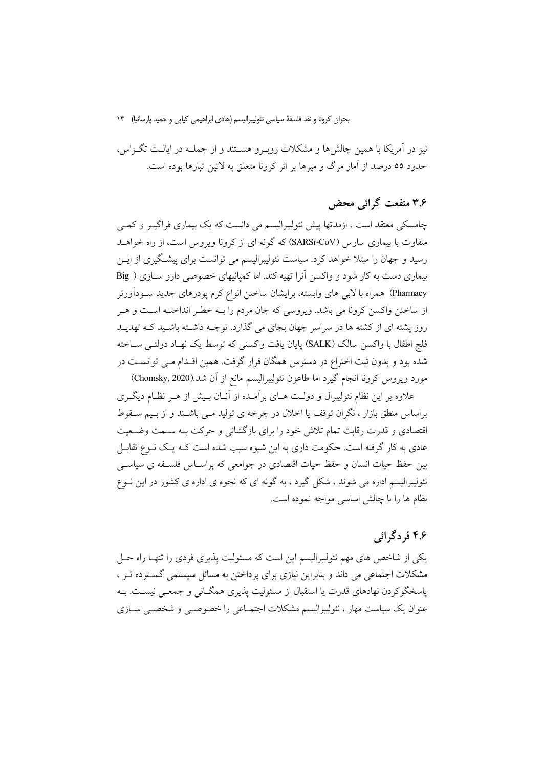نیز در آمریکا با همین چالش‌ها و مشکلات روبـرو هسـتند و از جملـه در ایالـت تگـزاس، حدود ۵۵ درصد از آمار مرگ و میرها بر اثر کرونا متعلق به لاتین تبارها بوده است.

## ۳.۶ منفعت گرائی محض

چامسکی معتقد است ، ازمدتها پیش نئولیبرالیسم می دانست که یک بیماری فراگیـر و کمـی متفاوت با بیماری سارس (SARSr-CoV) که گونه ای از کرونا ویروس است، از راه خواهـد رسید و جهان را مبتلا خواهد کرد. سیاست نئولیبرالیسم می توانست برای پیشـگیری از ایـن بیماری دست به کار شود و واکسن آنرا تهیه کند. اما کمپانیهای خصوصی دارو سـازی ( Big Pharmacy) همراه با لابی های وابسته، برایشان ساختن انواع کرم پودرهای جدید سـودآورتر از ساختن واکسن کرونا می باشد. ویروسی که جان مردم را بـه خطـر انداختـه اسـت و هـر روز پشته ای از کشته ها در سراسر جهان بجای می گذارد. توجـه داشـته باشـید کـه تهدیـد فلج اطفال با واکسن سالک (SALK) پایان یافت واکسنی که توسط یک نهـاد دولتـی سـاخته شده بود و بدون ثبت اختراع در دسترس همگان قرار گرفت. همین اقـدام مـی توانسـت در مورد ویروس کرونا انجام گیرد اما طاعون نئولیبرالیسم مانع از آن شد.(Chomsky, 2020)

علاوه بر این نظام نئولیبرال و دولـت هـای برآمـده از آنـان بـیش از هـر نظـام دیگـری براساس منطق بازار ، نگران توقف یا اخلال در چرخه ی تولید مـی باشـند و از بـیم سـقوط اقتصادی و قدرت رقابت تمام تلاش خود را برای بازگشائی و حرکت بـه سـمت وضـعیت عادی به کار گرفته است. حکومت داری به این شیوه سبب شده است کـه یـک نـوع تقابـل بین حفظ حیات انسان و حفظ حیات اقتصادی در جوامعی که براسـاس فلسـفه ی سیاسـی نئولیبرالیسم اداره می شوند ، شکل گیرد ، به گونه ای که نحوه ی اداره ی کشور در این نـوع نظام ها را با چالش اساسی مواجه نموده است.

## ۴.۶ فردگرائی

یکی از شاخص های مهم نئولیبرالیسم این است که مسئولیت پذیری فردی را تنهـا راه حـل مشکلات اجتماعی می داند و بنابراین نیازی برای پرداختن به مسائل سیستمی گسـترده تـر ، پاسخگوکردن نهادهای قدرت یا استقبال از مسئولیت پذیری همگـانی و جمعـی نیسـت. بـه عنوان یک سیاست مهار ، نئولیبرالیسم مشکلات اجتمـاعی را خصوصـی و شخصـی سـازی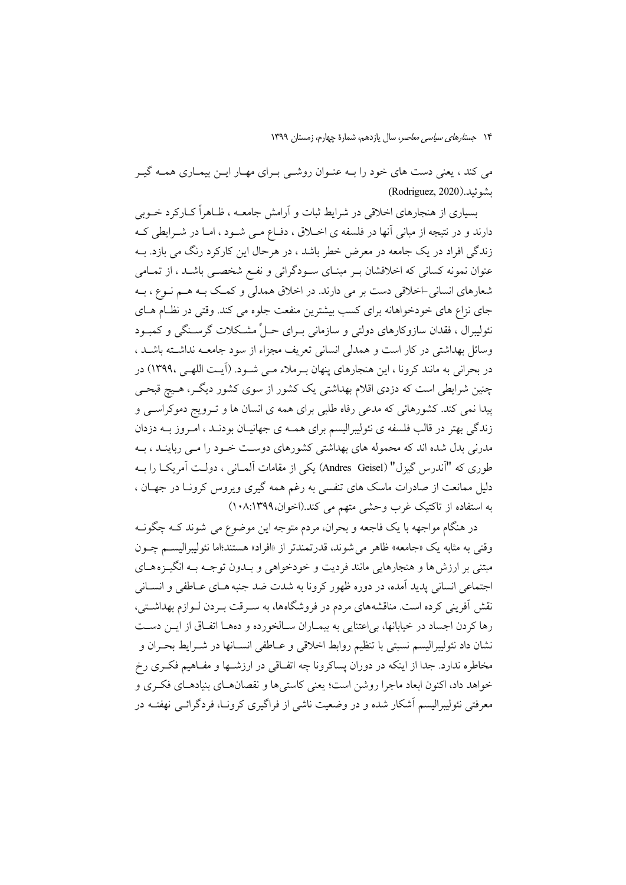می کند ، یعنی دست های خود را بـه عنـوان روشـی بـرای مهـار ایـن بیمـاری همـه گیـر بشوئید.(Rodriguez, 2020)

بسیاری از هنجارهای اخلاقی در شرایط ثبات و آرامش جامعـه ، ظـاهراً کـارکرد خـوبی دارند و در نتیجه از مبانی آنها در فلسفه ی اخـلاق ، دفـاع مـی شـود ، امـا در شـرایطی کـه زندگی افراد در یک جامعه در معرض خطر باشد ، در هرحال این کارکرد رنگ می بازد. بـه عنوان نمونه کسانی که اخلاقشان بـر مبنـای سـودگرائی و نفـع شخصـی باشـد ، از تمـامی شعارهای انسانی –اخلاقی دست بر می دارند. در اخلاق همدلی و کمـک بـه هـم نـوع ، بـه جای نزاع های خودخواهانه برای کسب بیشترین منفعت جلوه می کند. وقتی در نظـام هـای نئولیبرال ، فقدان سازوکارهای دولتی و سازمانی بـرای حـلّ مشـکلات گرسـنگی و کمبـود وسائل بهداشتی در کار است و همدلی انسانی تعریف مجزاء از سود جامعـه نداشـته باشـد ، در بحرانی به مانند کرونا ، این هنجارهای پنهان بـرملاء مـی شـود. (آیـت اللهـی ،۱۳۹۹) در چنین شرایطی است که دزدی اقلام بهداشتی یک کشور از سوی کشور دیگـر، هـیچ قبحـی پیدا نمی کند. کشورهائی که مدعی رفاه طلبی برای همه ی انسان ها و تـرویج دموکراسـی و زندگی بهتر در قالب فلسفه ی نئولیبرالیسم برای همـه ی جهانیـان بودنـد ، امـروز بـه دزدان مدرنی بدل شده اند که محموله های بهداشتی کشورهای دوسـت خـود را مـی رباینـد ، بـه طوری که "آندرس گیزل" (Andres Geisel) یکی از مقامات آلمـانی ، دولـت آمریکـا را بـه دلیل ممانعت از صادرات ماسک های تنفسی به رغم همه گیری ویروس کرونـا در جهـان ، به استفاده از تاکتیک غرب وحشی متهم می کند.(اخوان،۱۳۹۹:۱۰۸)

در هنگام مواجهه با یک فاجعه و بحران، مردم متوجه این موضوع می شوند کـه چگونـه وقتی به مثابه یک «جامعه» ظاهر می‌شوند، قدرتمندتر از «افراد» هستند؛اما نئولیبرالیسـم چـون مبتنی بر ارزش‌ها و هنجارهایی مانند فردیت و خودخواهی و بـدون توجـه بـه انگیـزه‌هـای اجتماعی انسانی پدید آمده، در دوره ظهور کرونا به شدت ضد جنبه هـای عـاطفی و انسـانی نقش آفرینی کرده است. مناقشه‌های مردم در فروشگاه‌ها، به سـرقت بـردن لـوازم بهداشـتی، رها کردن اجساد در خیابانها، بی‌اعتنایی به بیمـاران سـالخورده و ده‌هـا اتفـاق از ایـن دسـت نشان داد نئولیبرالیسم نسبتی با تنظیم روابط اخلاقی و عـاطفی انسـانها در شـرایط بحـران و مخاطره ندارد. جدا از اینکه در دوران پساکرونا چه اتفـاقی در ارزشـها و مفـاهیم فکـری رخ خواهد داد، اکنون ابعاد ماجرا روشن است؛ یعنی کاستی‌ها و نقصان‌هـای بنیادهـای فکـری و معرفتی نئولیبرالیسم آشکار شده و در وضعیت ناشی از فراگیری کرونـا، فردگرائـی نهفتـه در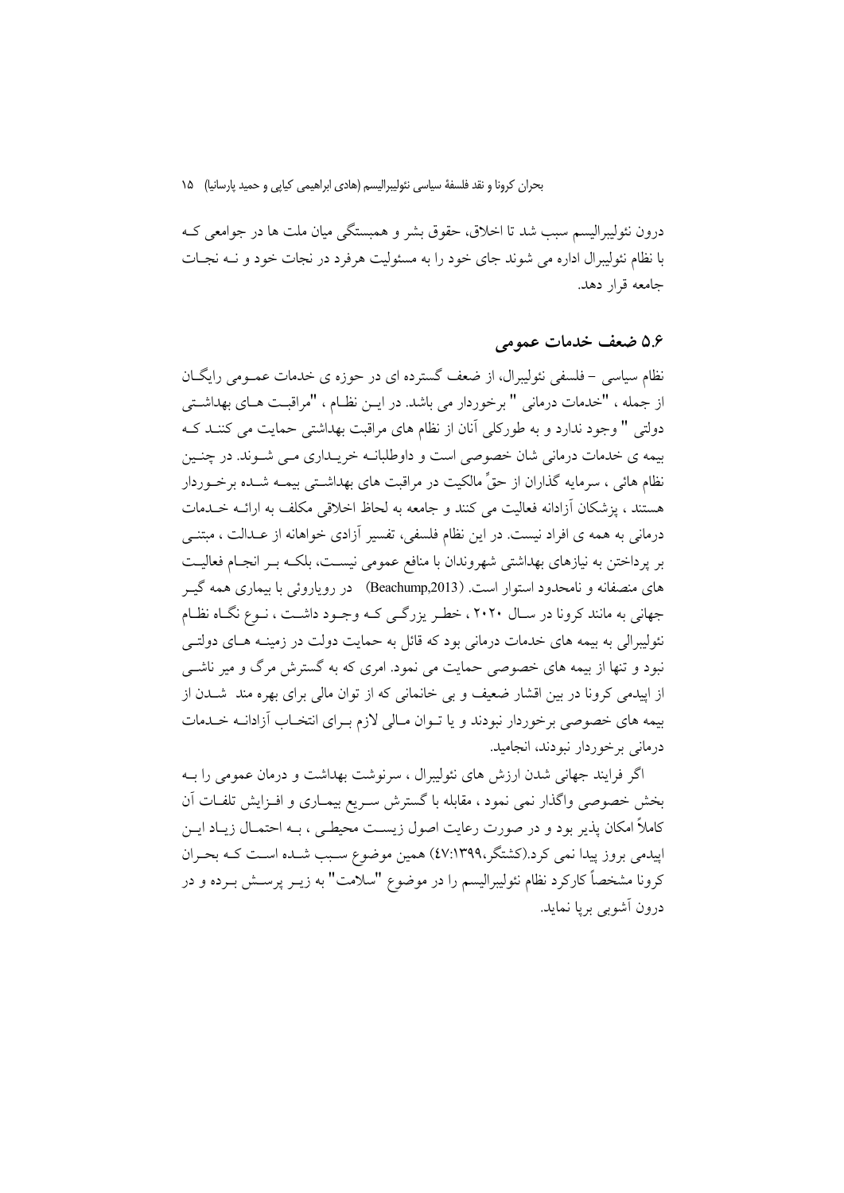درون نئولیبرالیسم سبب شد تا اخلاق، حقوق بشر و همبستگی میان ملت ها در جوامعی که با نظام نئولیبرال اداره می شوند جای خود را به مسئولیت هرفرد در نجات خود و نه نجات جامعه قرار دهد.

## ۵.۶ ضعف خدمات عمومی

نظام سیاسی – فلسفی نئولیبرال، از ضعف گسترده ای در حوزه ی خدمات عمومی رایگان از جمله ، "خدمات درمانی " برخوردار می باشد. در این نظام ، "مراقبت های بهداشتی دولتی " وجود ندارد و به طورکلی آنان از نظام های مراقبت بهداشتی حمایت می کنند که بیمه ی خدمات درمانی شان خصوصی است و داوطلبانه خریداری می شوند. در چنین نظام هائی ، سرمایه گذاران از حقّ مالکیت در مراقبت های بهداشتی بیمه شده برخوردار هستند ، پزشکان آزادانه فعالیت می کنند و جامعه به لحاظ اخلاقی مکلف به ارائه خدمات درمانی به همه ی افراد نیست. در این نظام فلسفی، تفسیر آزادی خواهانه از عدالت ، مبتنی بر پرداختن به نیازهای بهداشتی شهروندان با منافع عمومی نیست، بلکه بر انجام فعالیت های منصفانه و نامحدود استوار است. (Beachump,2013) در رویاروئی با بیماری همه گیر جهانی به مانند کرونا در سال ۲۰۲۰ ، خطر بزرگی که وجود داشت ، نوع نگاه نظام نئولیبرالی به بیمه های خدمات درمانی بود که قائل به حمایت دولت در زمینه های دولتی نبود و تنها از بیمه های خصوصی حمایت می نمود. امری که به گسترش مرگ و میر ناشی از اپیدمی کرونا در بین اقشار ضعیف و بی خانمانی که از توان مالی برای بهره مند شدن از بیمه های خصوصی برخوردار نبودند و یا توان مالی لازم برای انتخاب آزادانه خدمات درمانی برخوردار نبودند، انجامید.

اگر فرایند جهانی شدن ارزش های نئولیبرال ، سرنوشت بهداشت و درمان عمومی را به بخش خصوصی واگذار نمی نمود ، مقابله با گسترش سریع بیماری و افزایش تلفات آن کاملاً امکان پذیر بود و در صورت رعایت اصول زیست محیطی ، به احتمال زیاد این اپیدمی بروز پیدا نمی کرد.(کشتگر،۱۳۹۹:۴۷) همین موضوع سبب شده است که بحران کرونا مشخصاً کارکرد نظام نئولیبرالیسم را در موضوع "سلامت" به زیر پرسش برده و در درون آشوبی برپا نماید.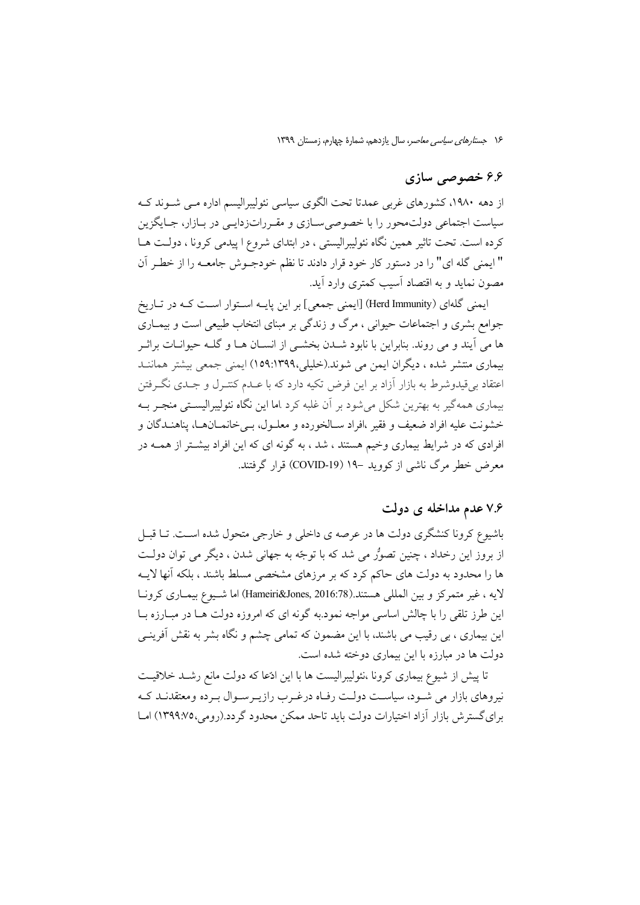## ۶.۶ خصوصی سازی

از دهه ۱۹۸۰، کشورهای غربی عمدتا تحت الگوی سیاسی نئولیبرالیسم اداره می شوند که سیاست اجتماعی دولت‌محور را با خصوصی‌سازی و مقررات‌زدایی در بازار، جایگزین کرده است. تحت تاثیر همین نگاه نئولیبرالیستی ، در ابتدای شروع ا پیدمی کرونا ، دولت ها " ایمنی گله ای" را در دستور کار خود قرار دادند تا نظم خودجوش جامعه را از خطر آن مصون نماید و به اقتصاد آسیب کمتری وارد آید.

ایمنی گله‌ای (Herd Immunity) [ایمنی جمعی] بر این پایه استوار است که در تاریخ جوامع بشری و اجتماعات حیوانی ، مرگ و زندگی بر مبنای انتخاب طبیعی است و بیماری ها می آیند و می روند. بنابراین با نابود شدن بخشی از انسان ها و گله حیوانات براثر بیماری منتشر شده ، دیگران ایمن می شوند.(خلیلی،۱۳۹۹:۱۵۹) ایمنی جمعی بیشتر همانند اعتقاد بی‌قیدوشرط به بازار آزاد بر این فرض تکیه دارد که با عدم کنترل و جدی نگرفتن بیماری همه‌گیر به بهترین شکل می‌شود بر آن غلبه کرد .اما این نگاه نئولیبرالیستی منجر به خشونت علیه افراد ضعیف و فقیر ،افراد سالخورده و معلول، بی‌خانمان‌ها، پناهندگان و افرادی که در شرایط بیماری وخیم هستند ، شد ، به گونه ای که این افراد بیشتر از همه در معرض خطر مرگ ناشی از کووید -۱۹ (COVID-19) قرار گرفتند.

## ۷.۶ عدم مداخله ی دولت

باشیوع کرونا کنشگری دولت ها در عرصه ی داخلی و خارجی متحول شده است. تا قبل از بروز این رخداد ، چنین تصوُّر می شد که با توجّه به جهانی شدن ، دیگر می توان دولت ها را محدود به دولت های حاکم کرد که بر مرزهای مشخصی مسلط باشند ، بلکه آنها لایه لایه ، غیر متمرکز و بین المللی هستند.(Hameiri&Jones, 2016:78) اما شیوع بیماری کرونا این طرز تلقی را با چالش اساسی مواجه نمود.به گونه ای که امروزه دولت ها در مبارزه با این بیماری ، بی رقیب می باشند، با این مضمون که تمامی چشم و نگاه بشر به نقش آفرینی دولت ها در مبارزه با این بیماری دوخته شده است.

تا پیش از شیوع بیماری کرونا ،نئولیبرالیست ها با این ادّعا که دولت مانع رشد خلاقیت نیروهای بازار می شود، سیاست دولت رفاه درغرب رازیرسوال برده ومعتقدند که برای‌گسترش بازار آزاد اختیارات دولت باید تاحد ممکن محدود گردد.(رومی،۱۳۹۹:۷۵) اما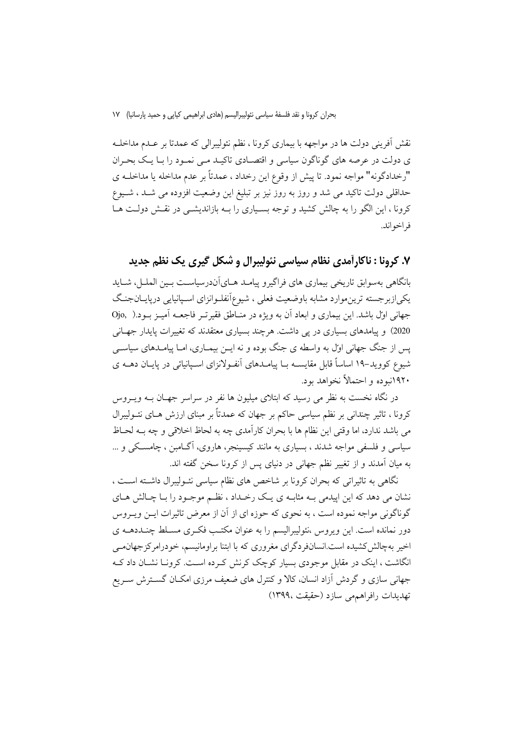نقش آفرینی دولت ها در مواجهه با بیماری کرونا ، نظم نئولیبرالی که عمدتا بر عـدم مداخلـه ی دولت در عرصه های گوناگون سیاسی و اقتصـادی تاکیـد مـی نمـود را بـا یـک بحـران "رخدادگونه" مواجه نمود. تا پیش از وقوع این رخداد ، عمدتاً بر عدم مداخله یا مداخلـه ی حداقلی دولت تاکید می شد و روز به روز نیز بر تبلیغ این وضعیت افزوده می شـد ، شـیوع کرونا ، این الگو را به چالش کشید و توجه بسـیاری را بـه بازاندیشـی در نقـش دولـت هـا فراخواند.

## ۷. کرونا : ناکارآمدی نظام سیاسی نئولیبرال و شکل گیری یک نظم جدید

بانگاهی به‌سوابق تاریخی بیماری های فراگیرو پیامـد هـای‌آن‌درسیاسـت بـین الملـل، شـاید یکی‌ازبرجسته ترین‌موارد مشابه باوضعیت فعلی ، شیوع‌آنفلـوانزای اسـپانیایی درپایـان‌جنـگ جهانی اول باشد. این بیماری و ابعاد آن به ویژه در منـاطق فقیرتـر فاجعـه آمیـز بـود.( Ojo, 2020) و پیامدهای بسیاری در پی داشت. هرچند بسیاری معتقدند که تغییرات پایدار جهـانی پس از جنگ جهانی اول به واسطه ی جنگ بوده و نه ایـن بیمـاری، امـا پیامـدهای سیاسـی شیوع کووید-۱۹ اساساً قابل مقایسـه بـا پیامـدهای آنفـولانزای اسـپانیائی در پایـان دهـه ی ۱۹۲۰نبوده و احتمالاً نخواهد بود.

در نگاه نخست به نظر می رسید که ابتلای میلیون ها نفر در سراسر جهـان بـه ویـروس کرونا ، تاثیر چندانی بر نظم سیاسی حاکم بر جهان که عمدتاً بر مبنای ارزش هـای نئـولیبرال می باشد ندارد، اما وقتی این نظام ها با بحران کارآمدی چه به لحاظ اخلاقی و چه بـه لحـاظ سیاسی و فلسفی مواجه شدند ، بسیاری به مانند کیسینجر، هاروی، آگـامبن ، چامسـکی و ... به میان آمدند و از تغییر نظم جهانی در دنیای پس از کرونا سخن گفته اند.

نگاهی به تاثیراتی که بحران کرونا بر شاخص های نظام سیاسی نئـولیبرال داشـته اسـت ، نشان می دهد که این اپیدمی بـه مثابـه ی یـک رخـداد ، نظـم موجـود را بـا چـالش هـای گوناگونی مواجه نموده است ، به نحوی که حوزه ای از آن از معرض تاثیرات ایـن ویـروس دور نمانده است. این ویروس ،نئولیبرالیسم را به عنوان مکتـب فکـری مسـلط چنـددهـه ی اخیر به‌چالش‌کشیده است.انسان‌فردگرای مغروری که با ابتنا براومانیسم، خودرامرکزجهان‌مـی انگاشت ، اینک در مقابل موجودی بسیار کوچک کرنش کـرده اسـت. کرونـا نشـان داد کـه جهانی سازی و گردش آزاد انسان، کالا و کنترل های ضعیف مرزی امکـان گسـترش سـریع تهدیدات رافراهم‌می سازد (حقیقت ،۱۳۹۹)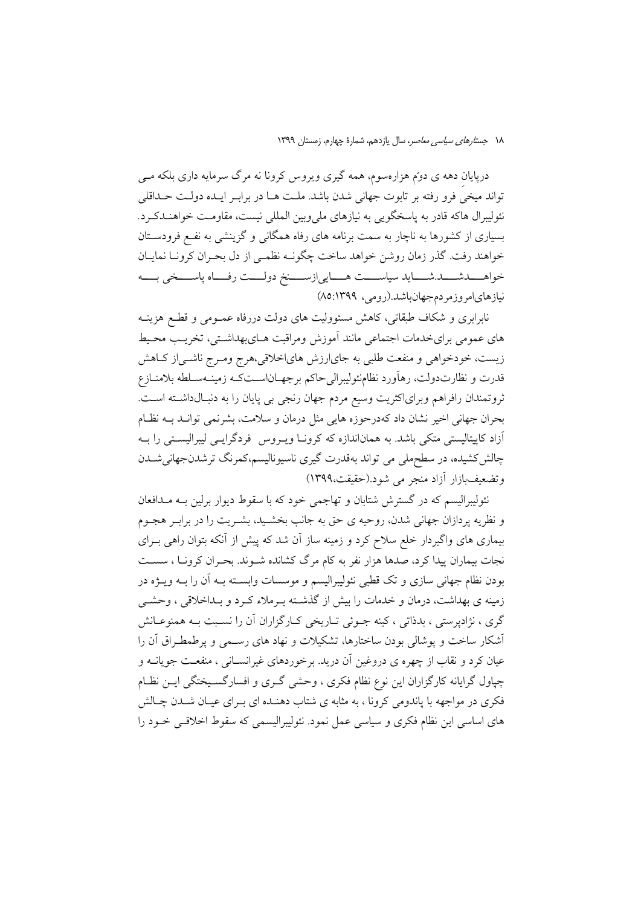درپایانِ دهه ی دوّم هزارهسوم، همه گیری ویروس کرونا نه مرگ سرمایه داری بلکه مـی تواند میخیِ فرو رفته بر تابوت جهانی شدن باشد. ملـت هـا در برابـر ایـده دولـت حـداقلی نئولیبرال هاکه قادر به پاسخگویی به نیازهای ملیوبین المللی نیست، مقاومـت خواهنـدکـرد. بسیاری از کشورها به ناچار به سمت برنامه های رفاه همگانی و گزینشی به نفـع فرودسـتان خواهند رفت. گذر زمان روشن خواهد ساخت چگونـه نظمـی از دل بحـران کرونـا نمایـان خواهـــدشـــد.شـــاید سیاســـت هـــاییازســـنخ دولـــت رفـــاه پاســـخی بـــه نیازهایامروزمردمجهانباشد.(رومی، ۸۵:۱۳۹۹)

نابرابری و شکاف طبقاتی، کاهش مسئوولیت های دولت دررفاه عمـومی و قطـع هزینـه های عمومی برایخدمات اجتماعی مانند آموزش ومراقبت هـایبهداشـتی، تخریـب محـیط زیست، خودخواهی و منفعت طلبی به جایارزش هایاخلاقی،هرج ومـرج ناشـیاز کـاهش قدرت و نظارتدولت، رهآورد نظامنئولیبرالیحاکم برجهـاناسـتکـه زمینـهسـلطه بلامنـازع ثروتمندان رافراهم وبرایاکثریت وسیع مردم جهان رنجی بی پایان را به دنبـالداشـته اسـت. بحران جهانی اخیر نشان داد کهدرحوزه هایی مثل درمان و سلامت، بشرنمی توانـد بـه نظـام آزاد کاپیتالیستی متکی باشد. به هماناندازه که کرونـا ویـروس فردگرایـی لیبرالیسـتی را بـه چالشکشیده، در سطحملی می تواند بهقدرت گیری ناسیونالیسم،کمرنگ ترشدنجهانیشـدن وتضعیفبازار آزاد منجر می شود.(حقیقت،۱۳۹۹)

نئولیبرالیسم که در گسترش شتابان و تهاجمی خود که با سقوط دیوار برلین بـه مـدافعان و نظریه پردازان جهانی شدن، روحیه ی حق به جانب بخشـید، بشـریت را در برابـر هجـوم بیماری های واگیردار خلع سلاح کرد و زمینه ساز آن شد که پیش از آنکه بتوان راهی بـرای نجات بیماران پیدا کرد، صدها هزار نفر به کام مرگ کشانده شـوند. بحـران کرونـا ، سسـت بودن نظام جهانی سازی و تک قطبی نئولیبرالیسم و موسسات وابسـته بـه آن را بـه ویـژه در زمینه ی بهداشت، درمان و خدمات را بیش از گذشـته بـرملاء کـرد و بـداخلاقی ، وحشـی گری ، نژادپرستی ، بدذاتی ، کینه جـوئی تـاریخی کـارگزاران آن را نسـبت بـه همنوعـانش آشکار ساخت و پوشالی بودن ساختارها، تشکیلات و نهاد های رسـمی و پرطمطـراق آن را عیان کرد و نقاب از چهره ی دروغین آن درید. برخوردهای غیرانسـانی ، منفعـت جویانـه و چپاول گرایانه کارگزاران این نوع نظام فکری ، وحشی گـری و افسارگسـیختگی ایـن نظـام فکری در مواجهه با پاندومی کرونا ، به مثابه ی شتاب دهنـده ای بـرای عیـان شـدن چـالش های اساسی این نظام فکری و سیاسی عمل نمود. نئولیبرالیسمی که سقوط اخلاقـی خـود را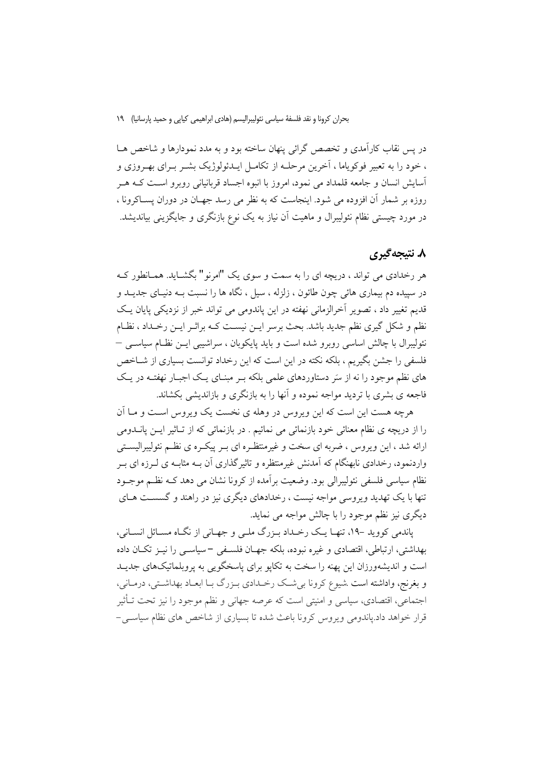در پس نقاب کارآمدی و تخصص گرائی پنهان ساخته بود و به مدد نمودارها و شاخص ها ، خود را به تعبیر فوکویاما ، آخرین مرحله از تکامل ایدئولوژیک بشر برای بهروزی و آسایش انسان و جامعه قلمداد می نمود، امروز با انبوه اجساد قربانیانی روبرو است که هر روزه بر شمار آن افزوده می شود. اینجاست که به نظر می رسد جهان در دوران پساکرونا ، در مورد چیستی نظام نئولیبرال و ماهیت آن نیاز به یک نوع بازنگری و جایگزینی بیاندیشد.

## ۸. نتیجه‌گیری

هر رخدادی می تواند ، دریچه ای را به سمت و سوی یک "امرنو" بگشاید. همانطور که در سپیده دم بیماری هائی چون طاعون ، زلزله ، سیل ، نگاه ها را نسبت به دنیای جدید و قدیم تغییر داد ، تصویر آخرالزمانی نهفته در این پاندومی می تواند خبر از نزدیکی پایان یک نظم و شکل گیری نظم جدید باشد. بحث برسر این نیست که براثر این رخداد ، نظام نئولیبرال با چالش اساسی روبرو شده است و باید پایکوبان ، سراشیبی این نظام سیاسی – فلسفی را جشن بگیریم ، بلکه نکته در این است که این رخداد توانست بسیاری از شاخص های نظم موجود را نه از سَر دستاوردهای علمی بلکه بر مبنای یک اجبار نهفته در یک فاجعه ی بشری با تردید مواجه نموده و آنها را به بازنگری و بازاندیشی بکشاند.

هرچه هست این است که این ویروس در وهله ی نخست یک ویروس است و ما آن را از دریچه ی نظام معنائی خود بازنمائی می نمائیم . در بازنمائی که از تاثیر این پاندومی ارائه شد ، این ویروس ، ضربه ای سخت و غیرمنتظره ای بر پیکره ی نظم نئولیبرالیستی واردنمود، رخدادی نابهنگام که آمدنش غیرمنتظره و تاثیرگذاری آن به مثابه ی لرزه ای بر نظام سیاسی فلسفی نئولیبرالی بود. وضعیت برآمده از کرونا نشان می دهد که نظم موجود تنها با یک تهدید ویروسی مواجه نیست ، رخدادهای دیگری نیز در راهند و گسست های دیگری نیز نظم موجود را با چالش مواجه می نماید.

پاندمی کووید -۱۹، تنها یک رخداد بزرگ ملی و جهانی از نگاه مسائل انسانی، بهداشتی، ارتباطی، اقتصادی و غیره نبوده، بلکه جهان فلسفی –سیاسی را نیز تکان داده است و اندیشه‌ورزان این پهنه را سخت به تکاپو برای پاسخگویی به پروبلماتیک‌های جدید و بغرنج، واداشته است .شیوع کرونا بی‌شک رخدادی بزرگ با ابعاد بهداشتی، درمانی، اجتماعی، اقتصادی، سیاسی و امنیتی است که عرصه جهانی و نظم موجود را نیز تحت تأثیر قرار خواهد داد.پاندومی ویروس کرونا باعث شده تا بسیاری از شاخص های نظام سیاسی–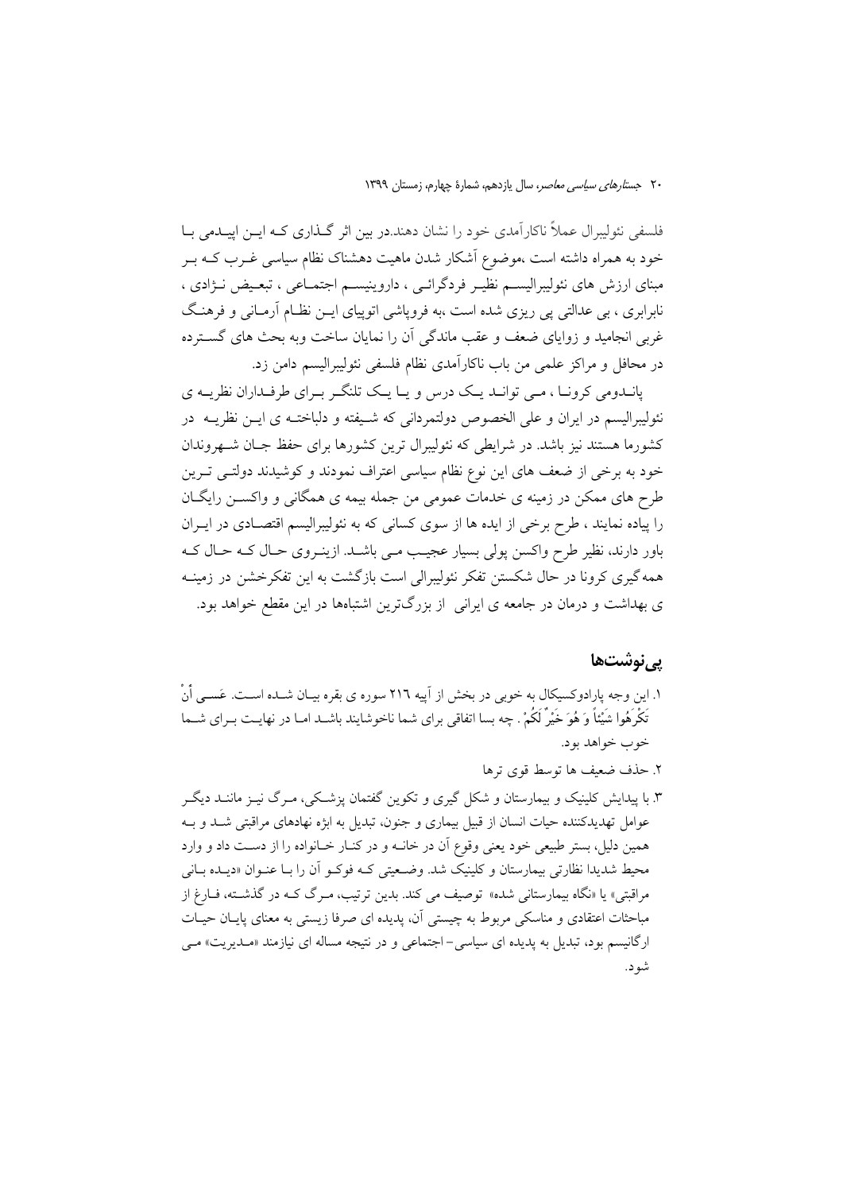فلسفی نئولیبرال عملاً ناکارآمدی خود را نشان دهند.در بین اثر گـذاری کـه ایـن اپیـدمی بـا خود به همراه داشته است ،موضوع آشکار شدن ماهیت دهشناک نظام سیاسی غـرب کـه بـر مبنای ارزش های نئولیبرالیسـم نظیـر فردگرائـی ، داروینیسـم اجتمـاعی ، تبعـیض نـژادی ، نابرابری ، بی عدالتی پی ریزی شده است ،به فروپاشی اتوپیای ایـن نظـام آرمـانی و فرهنـگ غربی انجامید و زوایای ضعف و عقب ماندگی آن را نمایان ساخت وبه بحث های گسـترده در محافل و مراکز علمی من باب ناکارآمدی نظام فلسفی نئولیبرالیسم دامن زد.

پانـدومی کرونـا ، مـی توانـد یـک درس و یـا یـک تلنگـر بـرای طرفـداران نظریـه ی نئولیبرالیسم در ایران و علی الخصوص دولتمردانی که شـیفته و دلباختـه ی ایـن نظریـه در کشورما هستند نیز باشد. در شرایطی که نئولیبرال ترین کشورها برای حفظ جـان شـهروندان خود به برخی از ضعف های این نوع نظام سیاسی اعتراف نمودند و کوشیدند دولتـی تـرین طرح های ممکن در زمینه ی خدمات عمومی من جمله بیمه ی همگانی و واکسـن رایگـان را پیاده نمایند ، طرح برخی از ایده ها از سوی کسانی که به نئولیبرالیسم اقتصـادی در ایـران باور دارند، نظیر طرح واکسن پولی بسیار عجیب مـی باشـد. ازینـروی حـال کـه حـال کـه همه‌گیری کرونا در حال شکستن تفکر نئولیبرالی است بازگشت به این تفکرخشن در زمینـه ی بهداشت و درمان در جامعه ی ایرانی از بزرگ‌ترین اشتباهها در این مقطع خواهد بود.

## پی‌نوشت‌ها

۱. این وجه پارادوکسیکال به خوبی در بخش از آیه ۲۱۶ سوره ی بقره بیـان شـده اسـت. عَسـی أنْ تَكْرَهُوا شَيْئاً وَ هُوَ خَيْرٌ لَكُمْ . چه بسا اتفاقی برای شما ناخوشایند باشـد امـا در نهایـت بـرای شـما خوب خواهد بود.

۲. حذف ضعیف ها توسط قوی ترها

۳. با پیدایش کلینیک و بیمارستان و شکل گیری و تکوین گفتمان پزشـکی، مـرگ نیـز ماننـد دیگـر عوامل تهدیدکننده حیات انسان از قبیل بیماری و جنون، تبدیل به ابژه نهادهای مراقبتی شـد و بـه همین دلیل، بستر طبیعی خود یعنی وقوع آن در خانـه و در کنـار خـانواده را از دسـت داد و وارد محیط شدیدا نظارتی بیمارستان و کلینیک شد. وضـعیتی کـه فوکـو آن را بـا عنـوان «دیـده بـانی مراقبتی» یا «نگاه بیمارستانی شده» توصیف می کند. بدین ترتیب، مـرگ کـه در گذشـته، فـارغ از مباحثات اعتقادی و مناسکی مربوط به چیستی آن، پدیده ای صرفا زیستی به معنای پایـان حیـات ارگانیسم بود، تبدیل به پدیده ای سیاسی- اجتماعی و در نتیجه مساله ای نیازمند «مـدیریت» مـی شود.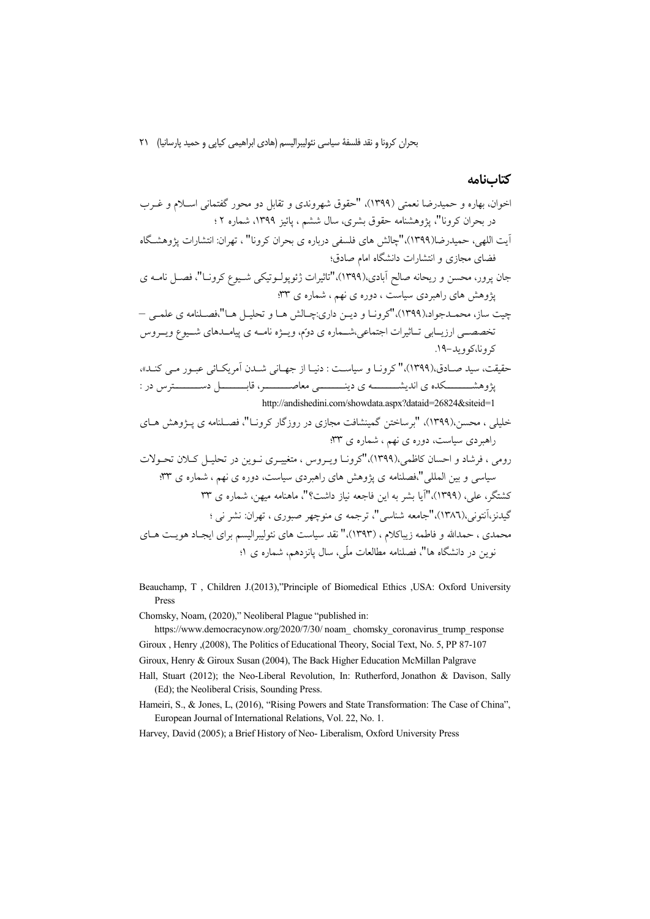## کتاب‌نامه

اخوان، بهاره و حمیدرضا نعمتی (۱۳۹۹)، "حقوق شهروندی و تقابل دو محور گفتمانی اسلام و غرب در بحران کرونا"، پژوهشنامه حقوق بشری، سال ششم ، پائیز ۱۳۹۹، شماره ۲ ؛

آیت اللهی، حمیدرضا(۱۳۹۹)،"چالش های فلسفی درباره ی بحران کرونا" ، تهران: انتشارات پژوهشگاه فضای مجازی و انتشارات دانشگاه امام صادق؛

جان پرور، محسن و ریحانه صالح آبادی،(۱۳۹۹)،"تاثیرات ژئوپولوتیکی شیوع کرونا"، فصل نامه ی پژوهش های راهبردی سیاست ، دوره ی نهم ، شماره ی ۳۳؛

چیت ساز، محمدجواد،(۱۳۹۹)،"کرونا و دین داری:چالش ها و تحلیل ها"،فصلنامه ی علمی – تخصصی ارزیابی تاثیرات اجتماعی،شماره ی دوم، ویژه نامه ی پیامدهای شیوع ویروس کرونا،کووید-۱۹.

حقیقت، سید صادق،(۱۳۹۹)،" کرونا و سیاست : دنیا از جهانی شدن آمریکائی عبور می کند»، پژوهشکده ی اندیشه ی دینی معاصر، قابل دسترس در :
http://andishedini.com/showdata.aspx?dataid=26824&siteid=1

خلیلی ، محسن،(۱۳۹۹)، "برساختن گمینشافت مجازی در روزگار کرونا"، فصلنامه ی پژوهش های راهبردی سیاست، دوره ی نهم ، شماره ی ۳۳؛

رومی ، فرشاد و احسان کاظمی،(۱۳۹۹)،"کرونا ویروس ، متغییری نوین در تحلیل کلان تحولات سیاسی و بین المللی"،فصلنامه ی پژوهش های راهبردی سیاست، دوره ی نهم ، شماره ی ۳۳؛

کشتگر، علی، (۱۳۹۹)،"آیا بشر به این فاجعه نیاز داشت؟"، ماهنامه میهن، شماره ی ۳۳

گیدنز،آنتونی،(۱۳۸٦)،"جامعه شناسی"، ترجمه ی منوچهر صبوری ، تهران: نشر نی ؛

محمدی ، حمدالله و فاطمه زیباکلام ، (۱۳۹۳)،" نقد سیاست های نئولیبرالیسم برای ایجاد هویت های نوین در دانشگاه ها"، فصلنامه مطالعات ملّی، سال پانزدهم، شماره ی ۱؛

Beauchamp, T , Children J.(2013),"Principle of Biomedical Ethics ,USA: Oxford University Press

Chomsky, Noam, (2020)," Neoliberal Plague "published in:
https://www.democracynow.org/2020/7/30/ noam_ chomsky_coronavirus_trump_response

Giroux , Henry ,(2008), The Politics of Educational Theory, Social Text, No. 5, PP 87-107

Giroux, Henry & Giroux Susan (2004), The Back Higher Education McMillan Palgrave

Hall, Stuart (2012); the Neo-Liberal Revolution, In: Rutherford, Jonathon & Davison, Sally (Ed); the Neoliberal Crisis, Sounding Press.

Hameiri, S., & Jones, L, (2016), "Rising Powers and State Transformation: The Case of China", European Journal of International Relations, Vol. 22, No. 1.

Harvey, David (2005); a Brief History of Neo- Liberalism, Oxford University Press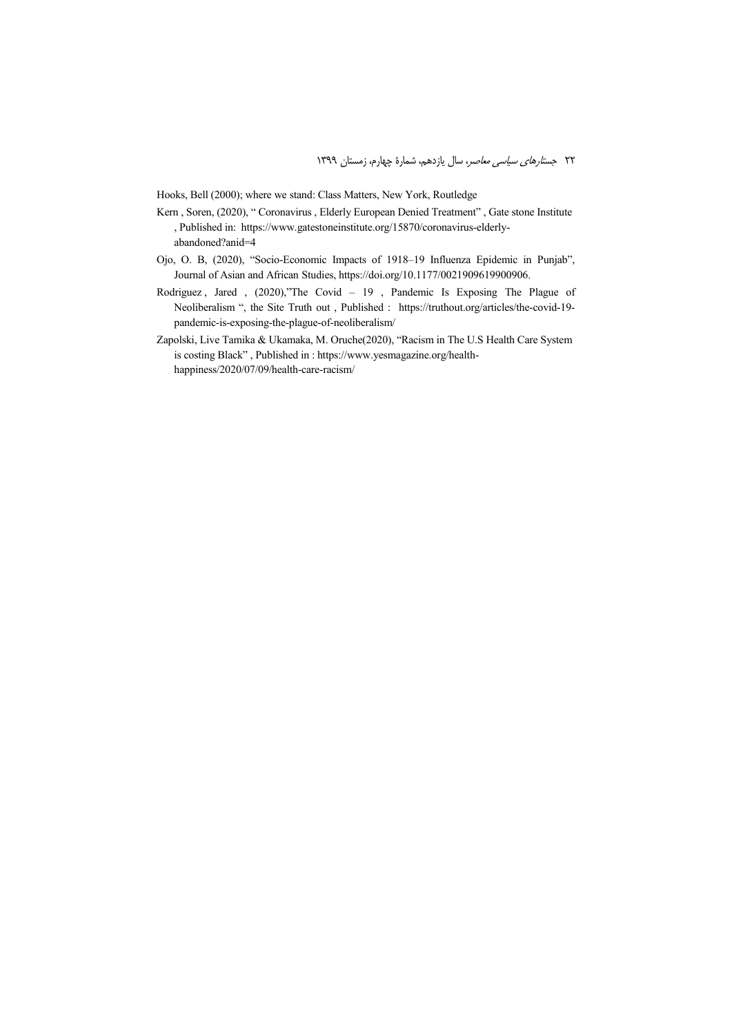Hooks, Bell (2000); where we stand: Class Matters, New York, Routledge

Kern , Soren, (2020), " Coronavirus , Elderly European Denied Treatment" , Gate stone Institute , Published in: https://www.gatestoneinstitute.org/15870/coronavirus-elderly-abandoned?anid=4

Ojo, O. B, (2020), "Socio-Economic Impacts of 1918–19 Influenza Epidemic in Punjab", Journal of Asian and African Studies, https://doi.org/10.1177/0021909619900906.

Rodriguez , Jared , (2020),"The Covid – 19 , Pandemic Is Exposing The Plague of Neoliberalism ", the Site Truth out , Published : https://truthout.org/articles/the-covid-19-pandemic-is-exposing-the-plague-of-neoliberalism/

Zapolski, Live Tamika & Ukamaka, M. Oruche(2020), "Racism in The U.S Health Care System is costing Black" , Published in : https://www.yesmagazine.org/health-happiness/2020/07/09/health-care-racism/